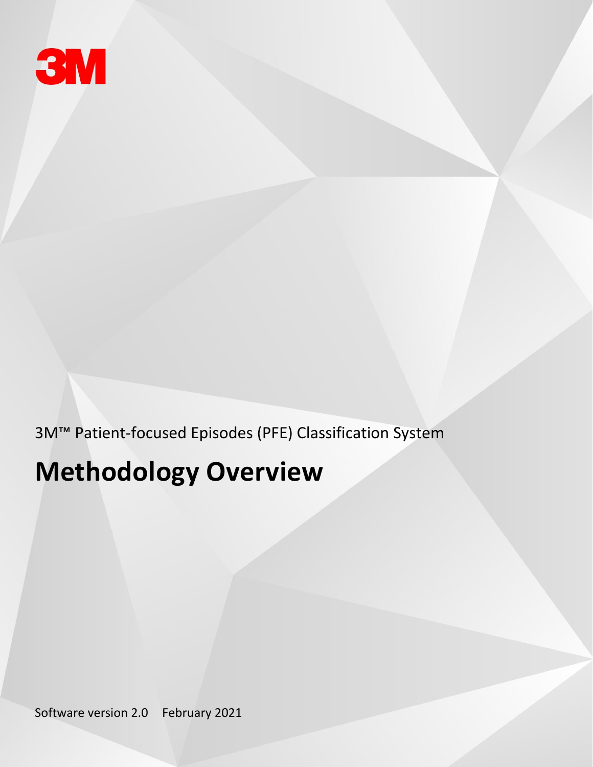3M

3M™ Patient-focused Episodes (PFE) Classification System

# Methodology Overview

Software version 2.0 February 2021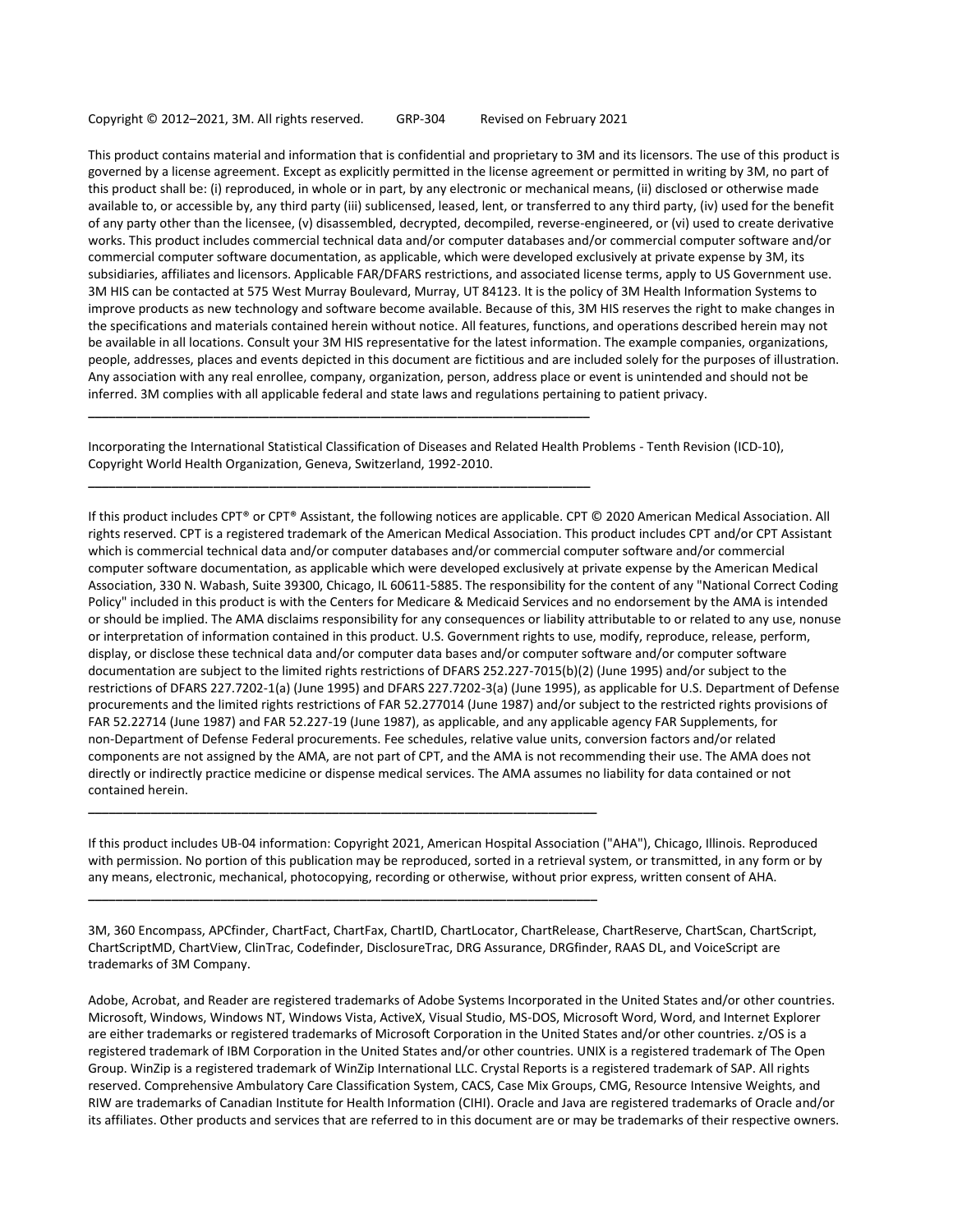Copyright © 2012–2021, 3M. All rights reserved.    GRP-304    Revised on February 2021

This product contains material and information that is confidential and proprietary to 3M and its licensors. The use of this product is governed by a license agreement. Except as explicitly permitted in the license agreement or permitted in writing by 3M, no part of this product shall be: (i) reproduced, in whole or in part, by any electronic or mechanical means, (ii) disclosed or otherwise made available to, or accessible by, any third party (iii) sublicensed, leased, lent, or transferred to any third party, (iv) used for the benefit of any party other than the licensee, (v) disassembled, decrypted, decompiled, reverse-engineered, or (vi) used to create derivative works. This product includes commercial technical data and/or computer databases and/or commercial computer software and/or commercial computer software documentation, as applicable, which were developed exclusively at private expense by 3M, its subsidiaries, affiliates and licensors. Applicable FAR/DFARS restrictions, and associated license terms, apply to US Government use. 3M HIS can be contacted at 575 West Murray Boulevard, Murray, UT 84123. It is the policy of 3M Health Information Systems to improve products as new technology and software become available. Because of this, 3M HIS reserves the right to make changes in the specifications and materials contained herein without notice. All features, functions, and operations described herein may not be available in all locations. Consult your 3M HIS representative for the latest information. The example companies, organizations, people, addresses, places and events depicted in this document are fictitious and are included solely for the purposes of illustration. Any association with any real enrollee, company, organization, person, address place or event is unintended and should not be inferred. 3M complies with all applicable federal and state laws and regulations pertaining to patient privacy.

---

Incorporating the International Statistical Classification of Diseases and Related Health Problems - Tenth Revision (ICD-10), Copyright World Health Organization, Geneva, Switzerland, 1992-2010.

---

If this product includes CPT® or CPT® Assistant, the following notices are applicable. CPT © 2020 American Medical Association. All rights reserved. CPT is a registered trademark of the American Medical Association. This product includes CPT and/or CPT Assistant which is commercial technical data and/or computer databases and/or commercial computer software and/or commercial computer software documentation, as applicable which were developed exclusively at private expense by the American Medical Association, 330 N. Wabash, Suite 39300, Chicago, IL 60611-5885. The responsibility for the content of any "National Correct Coding Policy" included in this product is with the Centers for Medicare & Medicaid Services and no endorsement by the AMA is intended or should be implied. The AMA disclaims responsibility for any consequences or liability attributable to or related to any use, nonuse or interpretation of information contained in this product. U.S. Government rights to use, modify, reproduce, release, perform, display, or disclose these technical data and/or computer data bases and/or computer software and/or computer software documentation are subject to the limited rights restrictions of DFARS 252.227-7015(b)(2) (June 1995) and/or subject to the restrictions of DFARS 227.7202-1(a) (June 1995) and DFARS 227.7202-3(a) (June 1995), as applicable for U.S. Department of Defense procurements and the limited rights restrictions of FAR 52.277014 (June 1987) and/or subject to the restricted rights provisions of FAR 52.22714 (June 1987) and FAR 52.227-19 (June 1987), as applicable, and any applicable agency FAR Supplements, for non-Department of Defense Federal procurements. Fee schedules, relative value units, conversion factors and/or related components are not assigned by the AMA, are not part of CPT, and the AMA is not recommending their use. The AMA does not directly or indirectly practice medicine or dispense medical services. The AMA assumes no liability for data contained or not contained herein.

---

If this product includes UB-04 information: Copyright 2021, American Hospital Association ("AHA"), Chicago, Illinois. Reproduced with permission. No portion of this publication may be reproduced, sorted in a retrieval system, or transmitted, in any form or by any means, electronic, mechanical, photocopying, recording or otherwise, without prior express, written consent of AHA.

---

3M, 360 Encompass, APCfinder, ChartFact, ChartFax, ChartID, ChartLocator, ChartRelease, ChartReserve, ChartScan, ChartScript, ChartScriptMD, ChartView, ClinTrac, Codefinder, DisclosureTrac, DRG Assurance, DRGfinder, RAAS DL, and VoiceScript are trademarks of 3M Company.

Adobe, Acrobat, and Reader are registered trademarks of Adobe Systems Incorporated in the United States and/or other countries. Microsoft, Windows, Windows NT, Windows Vista, ActiveX, Visual Studio, MS-DOS, Microsoft Word, Word, and Internet Explorer are either trademarks or registered trademarks of Microsoft Corporation in the United States and/or other countries. z/OS is a registered trademark of IBM Corporation in the United States and/or other countries. UNIX is a registered trademark of The Open Group. WinZip is a registered trademark of WinZip International LLC. Crystal Reports is a registered trademark of SAP. All rights reserved. Comprehensive Ambulatory Care Classification System, CACS, Case Mix Groups, CMG, Resource Intensive Weights, and RIW are trademarks of Canadian Institute for Health Information (CIHI). Oracle and Java are registered trademarks of Oracle and/or its affiliates. Other products and services that are referred to in this document are or may be trademarks of their respective owners.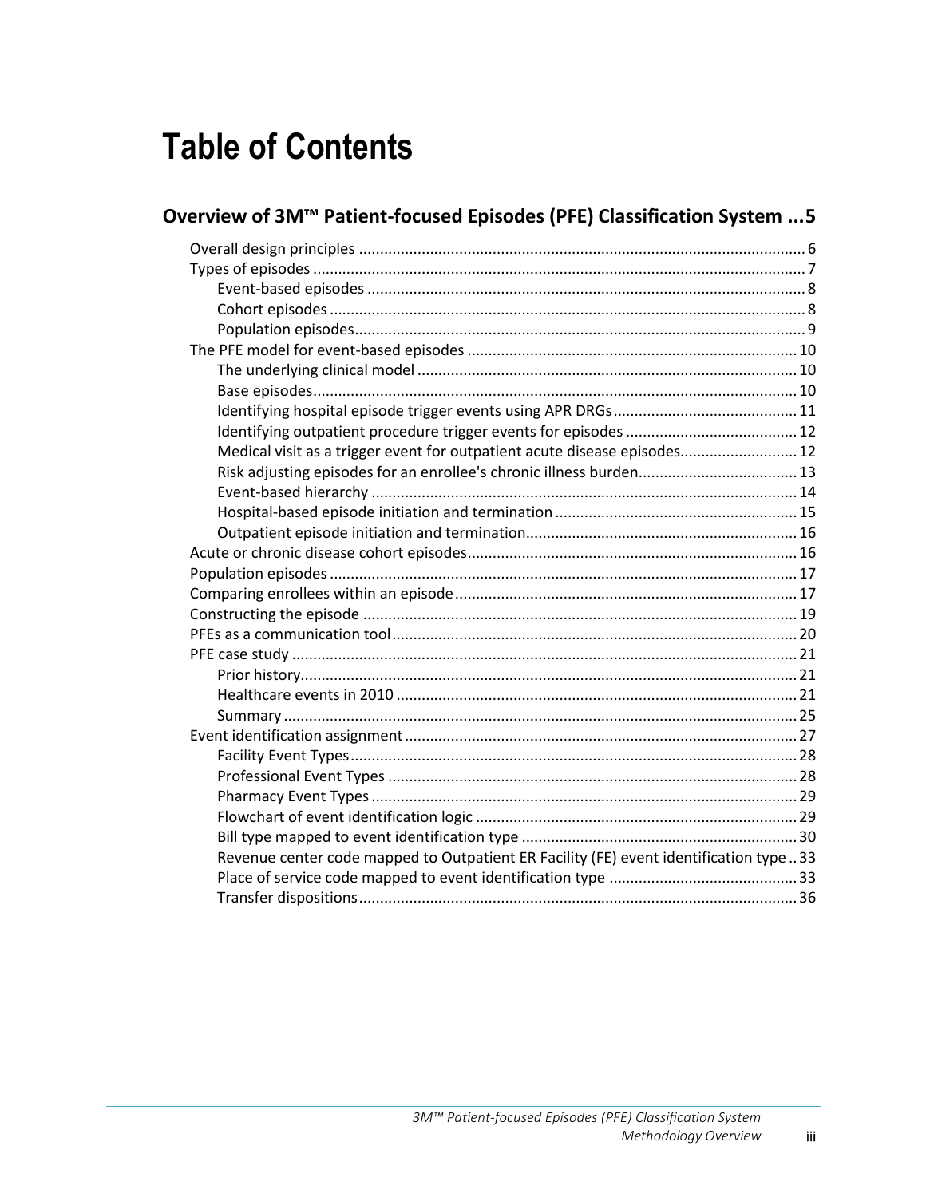# Table of Contents

## Overview of 3M™ Patient-focused Episodes (PFE) Classification System ...5

- Overall design principles ..... 6
- Types of episodes ..... 7
  - Event-based episodes ..... 8
  - Cohort episodes ..... 8
  - Population episodes ..... 9
- The PFE model for event-based episodes ..... 10
  - The underlying clinical model ..... 10
  - Base episodes ..... 10
  - Identifying hospital episode trigger events using APR DRGs ..... 11
  - Identifying outpatient procedure trigger events for episodes ..... 12
  - Medical visit as a trigger event for outpatient acute disease episodes ..... 12
  - Risk adjusting episodes for an enrollee's chronic illness burden ..... 13
  - Event-based hierarchy ..... 14
  - Hospital-based episode initiation and termination ..... 15
  - Outpatient episode initiation and termination ..... 16
- Acute or chronic disease cohort episodes ..... 16
- Population episodes ..... 17
- Comparing enrollees within an episode ..... 17
- Constructing the episode ..... 19
- PFEs as a communication tool ..... 20
- PFE case study ..... 21
  - Prior history ..... 21
  - Healthcare events in 2010 ..... 21
  - Summary ..... 25
- Event identification assignment ..... 27
  - Facility Event Types ..... 28
  - Professional Event Types ..... 28
  - Pharmacy Event Types ..... 29
  - Flowchart of event identification logic ..... 29
  - Bill type mapped to event identification type ..... 30
  - Revenue center code mapped to Outpatient ER Facility (FE) event identification type ..... 33
  - Place of service code mapped to event identification type ..... 33
  - Transfer dispositions ..... 36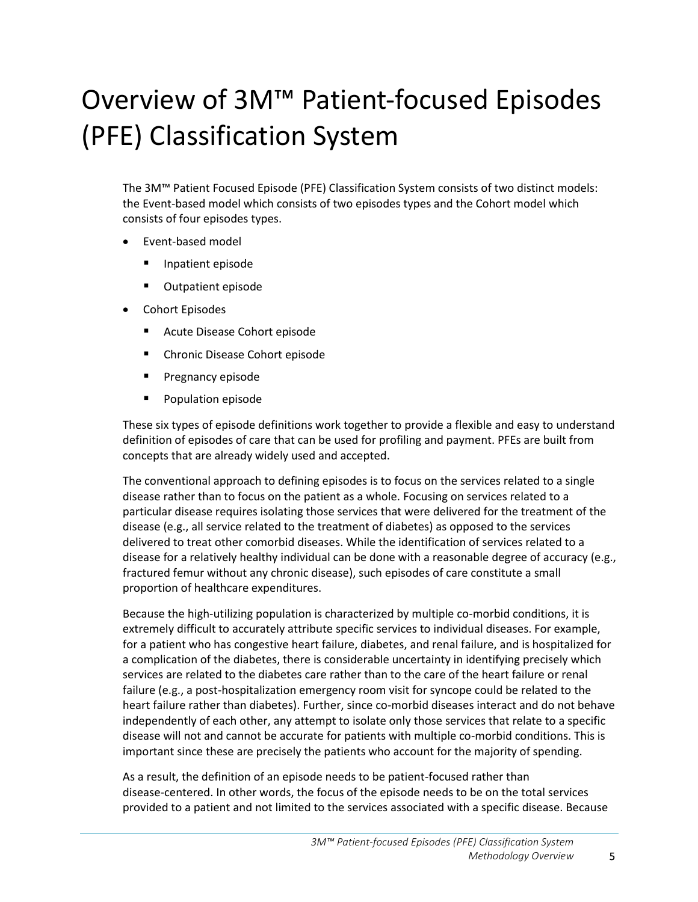# Overview of 3M™ Patient-focused Episodes (PFE) Classification System

The 3M™ Patient Focused Episode (PFE) Classification System consists of two distinct models: the Event-based model which consists of two episodes types and the Cohort model which consists of four episodes types.

- Event-based model
  - Inpatient episode
  - Outpatient episode
- Cohort Episodes
  - Acute Disease Cohort episode
  - Chronic Disease Cohort episode
  - Pregnancy episode
  - Population episode

These six types of episode definitions work together to provide a flexible and easy to understand definition of episodes of care that can be used for profiling and payment. PFEs are built from concepts that are already widely used and accepted.

The conventional approach to defining episodes is to focus on the services related to a single disease rather than to focus on the patient as a whole. Focusing on services related to a particular disease requires isolating those services that were delivered for the treatment of the disease (e.g., all service related to the treatment of diabetes) as opposed to the services delivered to treat other comorbid diseases. While the identification of services related to a disease for a relatively healthy individual can be done with a reasonable degree of accuracy (e.g., fractured femur without any chronic disease), such episodes of care constitute a small proportion of healthcare expenditures.

Because the high-utilizing population is characterized by multiple co-morbid conditions, it is extremely difficult to accurately attribute specific services to individual diseases. For example, for a patient who has congestive heart failure, diabetes, and renal failure, and is hospitalized for a complication of the diabetes, there is considerable uncertainty in identifying precisely which services are related to the diabetes care rather than to the care of the heart failure or renal failure (e.g., a post-hospitalization emergency room visit for syncope could be related to the heart failure rather than diabetes). Further, since co-morbid diseases interact and do not behave independently of each other, any attempt to isolate only those services that relate to a specific disease will not and cannot be accurate for patients with multiple co-morbid conditions. This is important since these are precisely the patients who account for the majority of spending.

As a result, the definition of an episode needs to be patient-focused rather than disease-centered. In other words, the focus of the episode needs to be on the total services provided to a patient and not limited to the services associated with a specific disease. Because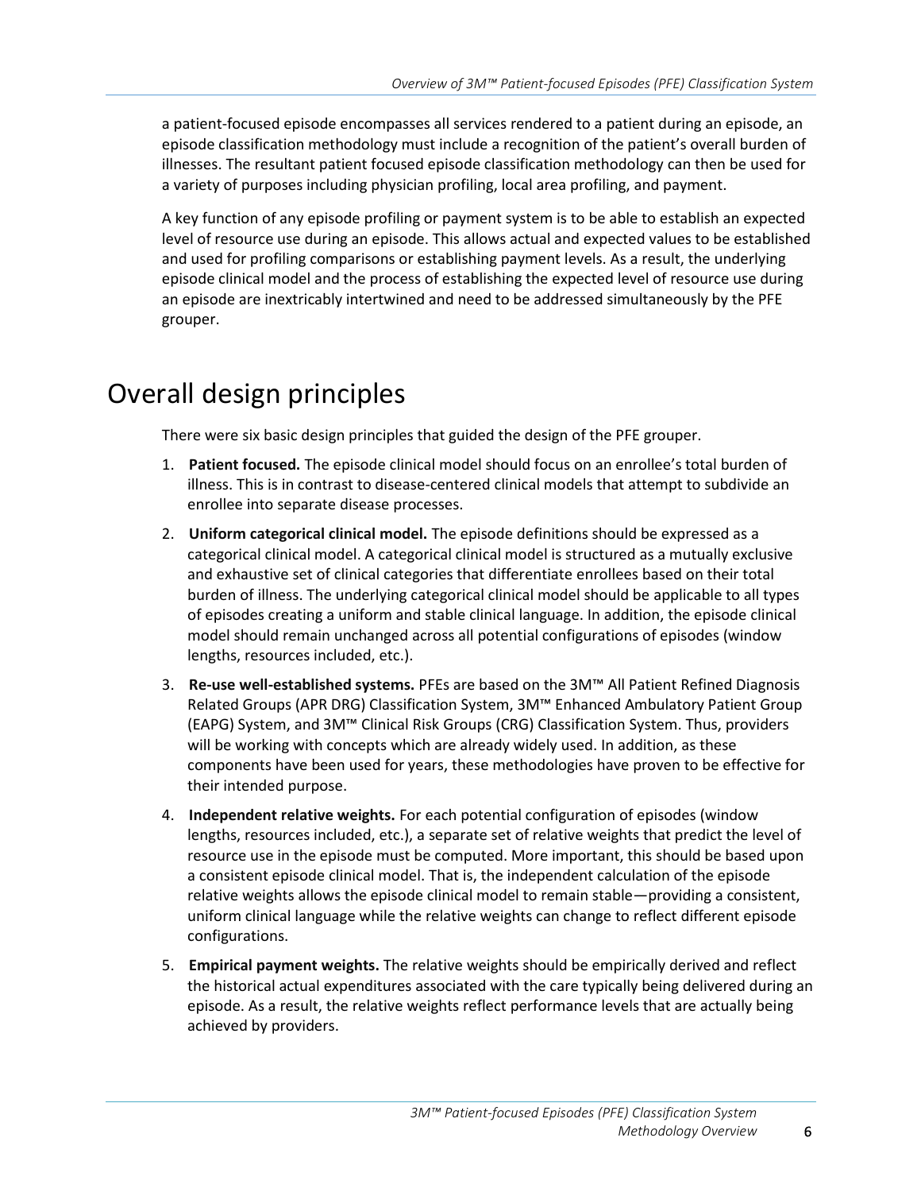a patient-focused episode encompasses all services rendered to a patient during an episode, an episode classification methodology must include a recognition of the patient's overall burden of illnesses. The resultant patient focused episode classification methodology can then be used for a variety of purposes including physician profiling, local area profiling, and payment.

A key function of any episode profiling or payment system is to be able to establish an expected level of resource use during an episode. This allows actual and expected values to be established and used for profiling comparisons or establishing payment levels. As a result, the underlying episode clinical model and the process of establishing the expected level of resource use during an episode are inextricably intertwined and need to be addressed simultaneously by the PFE grouper.

# Overall design principles

There were six basic design principles that guided the design of the PFE grouper.

1. **Patient focused.** The episode clinical model should focus on an enrollee's total burden of illness. This is in contrast to disease-centered clinical models that attempt to subdivide an enrollee into separate disease processes.
2. **Uniform categorical clinical model.** The episode definitions should be expressed as a categorical clinical model. A categorical clinical model is structured as a mutually exclusive and exhaustive set of clinical categories that differentiate enrollees based on their total burden of illness. The underlying categorical clinical model should be applicable to all types of episodes creating a uniform and stable clinical language. In addition, the episode clinical model should remain unchanged across all potential configurations of episodes (window lengths, resources included, etc.).
3. **Re-use well-established systems.** PFEs are based on the 3M™ All Patient Refined Diagnosis Related Groups (APR DRG) Classification System, 3M™ Enhanced Ambulatory Patient Group (EAPG) System, and 3M™ Clinical Risk Groups (CRG) Classification System. Thus, providers will be working with concepts which are already widely used. In addition, as these components have been used for years, these methodologies have proven to be effective for their intended purpose.
4. **Independent relative weights.** For each potential configuration of episodes (window lengths, resources included, etc.), a separate set of relative weights that predict the level of resource use in the episode must be computed. More important, this should be based upon a consistent episode clinical model. That is, the independent calculation of the episode relative weights allows the episode clinical model to remain stable—providing a consistent, uniform clinical language while the relative weights can change to reflect different episode configurations.
5. **Empirical payment weights.** The relative weights should be empirically derived and reflect the historical actual expenditures associated with the care typically being delivered during an episode. As a result, the relative weights reflect performance levels that are actually being achieved by providers.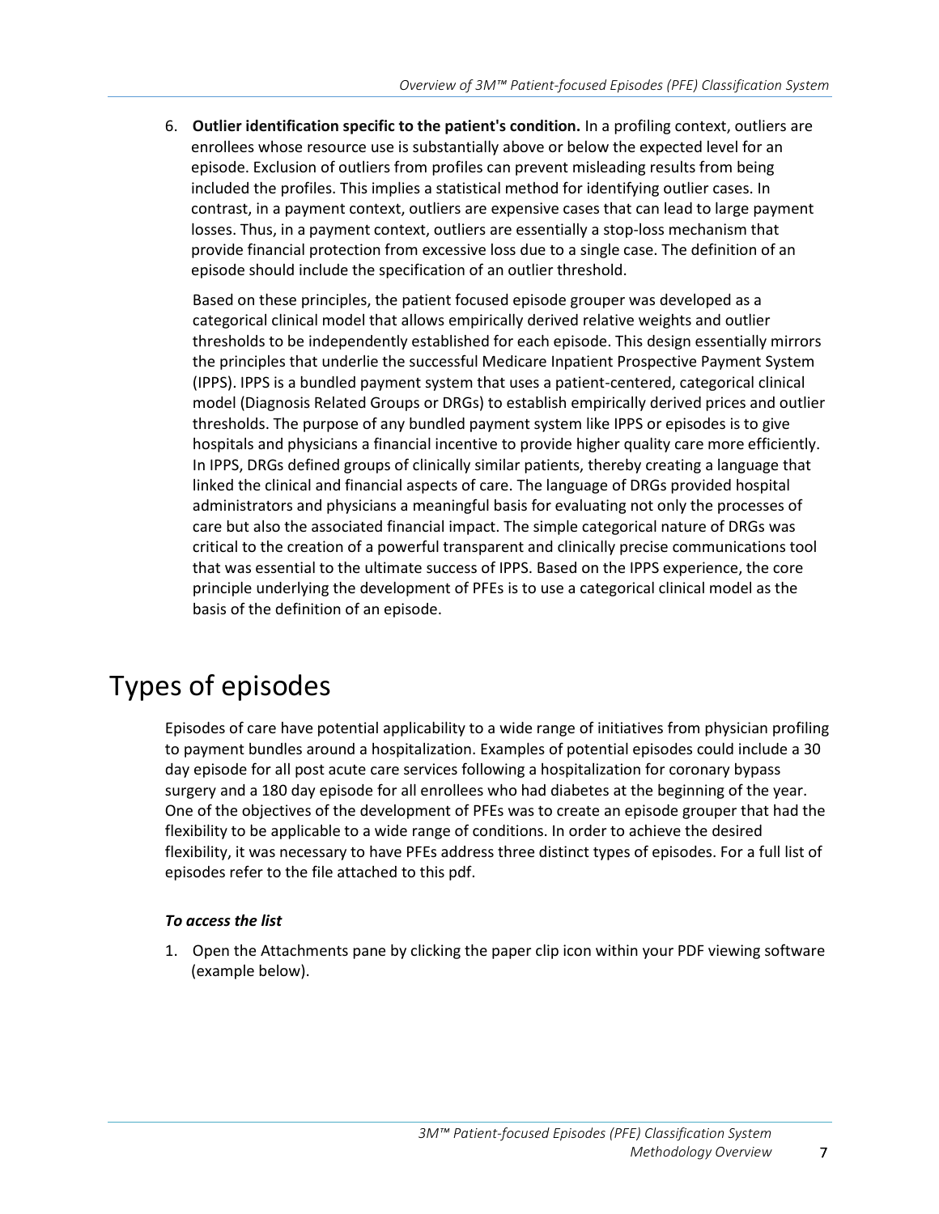6. **Outlier identification specific to the patient's condition.** In a profiling context, outliers are enrollees whose resource use is substantially above or below the expected level for an episode. Exclusion of outliers from profiles can prevent misleading results from being included the profiles. This implies a statistical method for identifying outlier cases. In contrast, in a payment context, outliers are expensive cases that can lead to large payment losses. Thus, in a payment context, outliers are essentially a stop-loss mechanism that provide financial protection from excessive loss due to a single case. The definition of an episode should include the specification of an outlier threshold.

   Based on these principles, the patient focused episode grouper was developed as a categorical clinical model that allows empirically derived relative weights and outlier thresholds to be independently established for each episode. This design essentially mirrors the principles that underlie the successful Medicare Inpatient Prospective Payment System (IPPS). IPPS is a bundled payment system that uses a patient-centered, categorical clinical model (Diagnosis Related Groups or DRGs) to establish empirically derived prices and outlier thresholds. The purpose of any bundled payment system like IPPS or episodes is to give hospitals and physicians a financial incentive to provide higher quality care more efficiently. In IPPS, DRGs defined groups of clinically similar patients, thereby creating a language that linked the clinical and financial aspects of care. The language of DRGs provided hospital administrators and physicians a meaningful basis for evaluating not only the processes of care but also the associated financial impact. The simple categorical nature of DRGs was critical to the creation of a powerful transparent and clinically precise communications tool that was essential to the ultimate success of IPPS. Based on the IPPS experience, the core principle underlying the development of PFEs is to use a categorical clinical model as the basis of the definition of an episode.

# Types of episodes

Episodes of care have potential applicability to a wide range of initiatives from physician profiling to payment bundles around a hospitalization. Examples of potential episodes could include a 30 day episode for all post acute care services following a hospitalization for coronary bypass surgery and a 180 day episode for all enrollees who had diabetes at the beginning of the year. One of the objectives of the development of PFEs was to create an episode grouper that had the flexibility to be applicable to a wide range of conditions. In order to achieve the desired flexibility, it was necessary to have PFEs address three distinct types of episodes. For a full list of episodes refer to the file attached to this pdf.

***To access the list***

1. Open the Attachments pane by clicking the paper clip icon within your PDF viewing software (example below).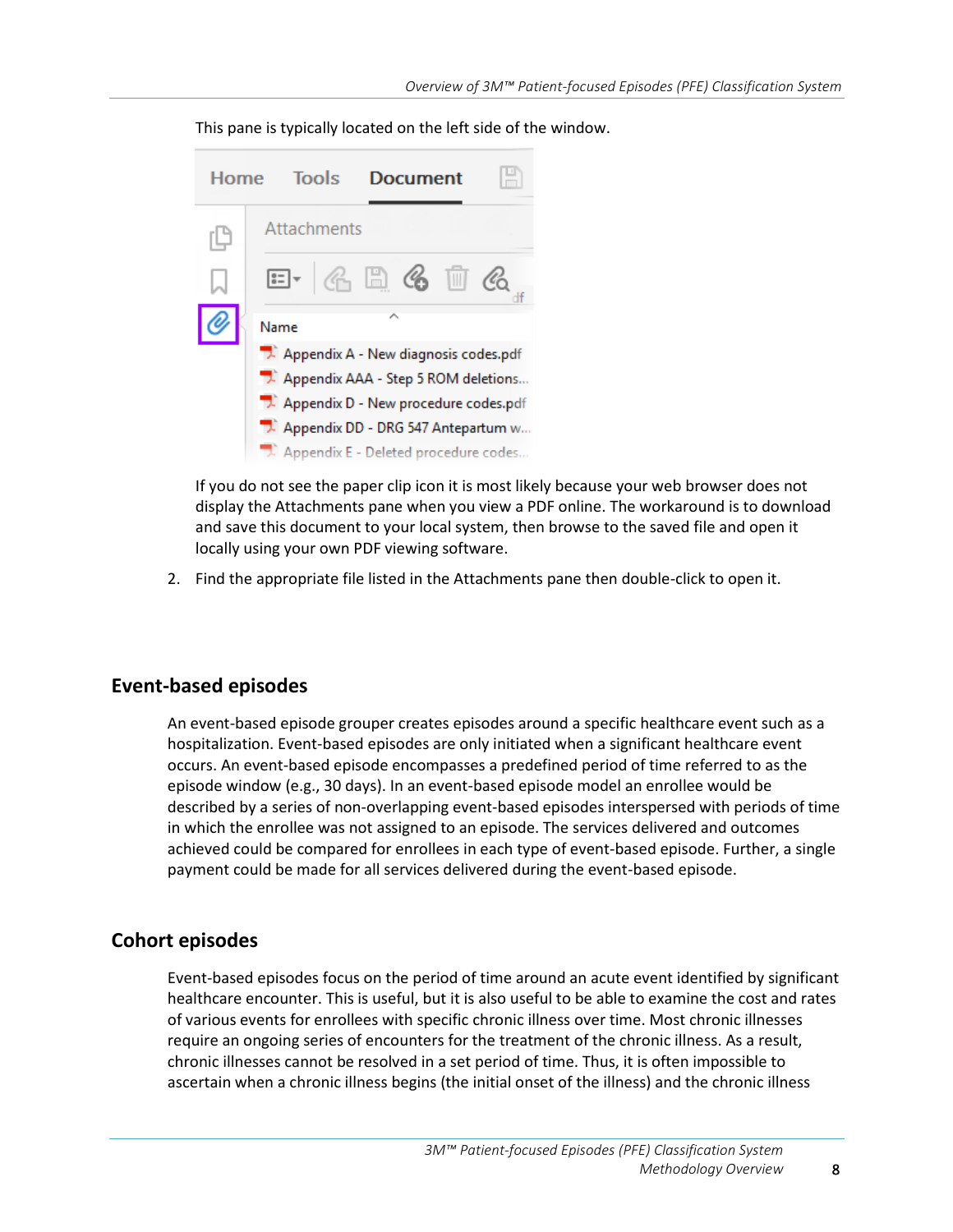This pane is typically located on the left side of the window.

If you do not see the paper clip icon it is most likely because your web browser does not display the Attachments pane when you view a PDF online. The workaround is to download and save this document to your local system, then browse to the saved file and open it locally using your own PDF viewing software.

2. Find the appropriate file listed in the Attachments pane then double-click to open it.

## Event-based episodes

An event-based episode grouper creates episodes around a specific healthcare event such as a hospitalization. Event-based episodes are only initiated when a significant healthcare event occurs. An event-based episode encompasses a predefined period of time referred to as the episode window (e.g., 30 days). In an event-based episode model an enrollee would be described by a series of non-overlapping event-based episodes interspersed with periods of time in which the enrollee was not assigned to an episode. The services delivered and outcomes achieved could be compared for enrollees in each type of event-based episode. Further, a single payment could be made for all services delivered during the event-based episode.

## Cohort episodes

Event-based episodes focus on the period of time around an acute event identified by significant healthcare encounter. This is useful, but it is also useful to be able to examine the cost and rates of various events for enrollees with specific chronic illness over time. Most chronic illnesses require an ongoing series of encounters for the treatment of the chronic illness. As a result, chronic illnesses cannot be resolved in a set period of time. Thus, it is often impossible to ascertain when a chronic illness begins (the initial onset of the illness) and the chronic illness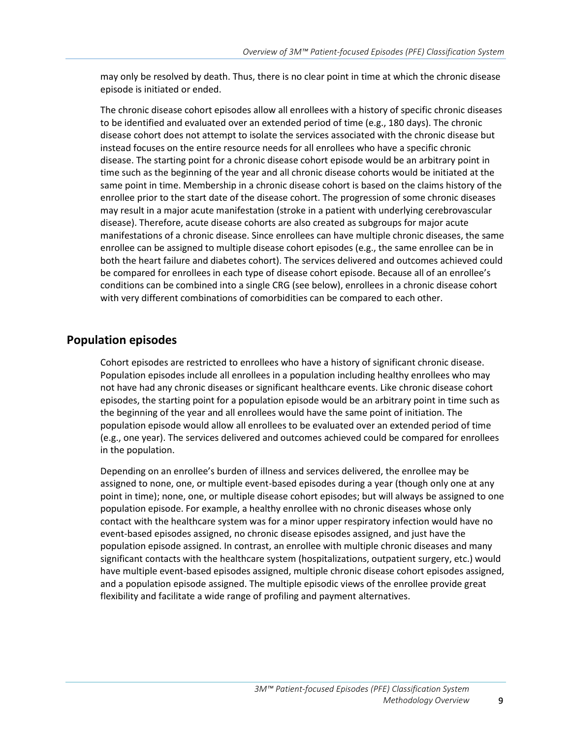may only be resolved by death. Thus, there is no clear point in time at which the chronic disease episode is initiated or ended.

The chronic disease cohort episodes allow all enrollees with a history of specific chronic diseases to be identified and evaluated over an extended period of time (e.g., 180 days). The chronic disease cohort does not attempt to isolate the services associated with the chronic disease but instead focuses on the entire resource needs for all enrollees who have a specific chronic disease. The starting point for a chronic disease cohort episode would be an arbitrary point in time such as the beginning of the year and all chronic disease cohorts would be initiated at the same point in time. Membership in a chronic disease cohort is based on the claims history of the enrollee prior to the start date of the disease cohort. The progression of some chronic diseases may result in a major acute manifestation (stroke in a patient with underlying cerebrovascular disease). Therefore, acute disease cohorts are also created as subgroups for major acute manifestations of a chronic disease. Since enrollees can have multiple chronic diseases, the same enrollee can be assigned to multiple disease cohort episodes (e.g., the same enrollee can be in both the heart failure and diabetes cohort). The services delivered and outcomes achieved could be compared for enrollees in each type of disease cohort episode. Because all of an enrollee's conditions can be combined into a single CRG (see below), enrollees in a chronic disease cohort with very different combinations of comorbidities can be compared to each other.

## Population episodes

Cohort episodes are restricted to enrollees who have a history of significant chronic disease. Population episodes include all enrollees in a population including healthy enrollees who may not have had any chronic diseases or significant healthcare events. Like chronic disease cohort episodes, the starting point for a population episode would be an arbitrary point in time such as the beginning of the year and all enrollees would have the same point of initiation. The population episode would allow all enrollees to be evaluated over an extended period of time (e.g., one year). The services delivered and outcomes achieved could be compared for enrollees in the population.

Depending on an enrollee's burden of illness and services delivered, the enrollee may be assigned to none, one, or multiple event-based episodes during a year (though only one at any point in time); none, one, or multiple disease cohort episodes; but will always be assigned to one population episode. For example, a healthy enrollee with no chronic diseases whose only contact with the healthcare system was for a minor upper respiratory infection would have no event-based episodes assigned, no chronic disease episodes assigned, and just have the population episode assigned. In contrast, an enrollee with multiple chronic diseases and many significant contacts with the healthcare system (hospitalizations, outpatient surgery, etc.) would have multiple event-based episodes assigned, multiple chronic disease cohort episodes assigned, and a population episode assigned. The multiple episodic views of the enrollee provide great flexibility and facilitate a wide range of profiling and payment alternatives.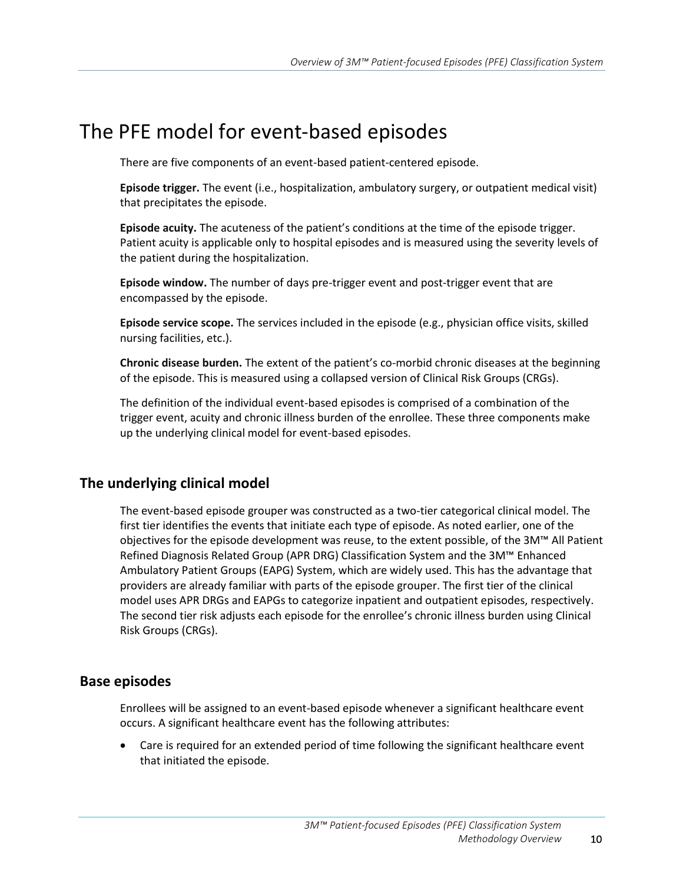# The PFE model for event-based episodes

There are five components of an event-based patient-centered episode.

**Episode trigger.** The event (i.e., hospitalization, ambulatory surgery, or outpatient medical visit) that precipitates the episode.

**Episode acuity.** The acuteness of the patient's conditions at the time of the episode trigger. Patient acuity is applicable only to hospital episodes and is measured using the severity levels of the patient during the hospitalization.

**Episode window.** The number of days pre-trigger event and post-trigger event that are encompassed by the episode.

**Episode service scope.** The services included in the episode (e.g., physician office visits, skilled nursing facilities, etc.).

**Chronic disease burden.** The extent of the patient's co-morbid chronic diseases at the beginning of the episode. This is measured using a collapsed version of Clinical Risk Groups (CRGs).

The definition of the individual event-based episodes is comprised of a combination of the trigger event, acuity and chronic illness burden of the enrollee. These three components make up the underlying clinical model for event-based episodes.

## The underlying clinical model

The event-based episode grouper was constructed as a two-tier categorical clinical model. The first tier identifies the events that initiate each type of episode. As noted earlier, one of the objectives for the episode development was reuse, to the extent possible, of the 3M™ All Patient Refined Diagnosis Related Group (APR DRG) Classification System and the 3M™ Enhanced Ambulatory Patient Groups (EAPG) System, which are widely used. This has the advantage that providers are already familiar with parts of the episode grouper. The first tier of the clinical model uses APR DRGs and EAPGs to categorize inpatient and outpatient episodes, respectively. The second tier risk adjusts each episode for the enrollee's chronic illness burden using Clinical Risk Groups (CRGs).

## Base episodes

Enrollees will be assigned to an event-based episode whenever a significant healthcare event occurs. A significant healthcare event has the following attributes:

- Care is required for an extended period of time following the significant healthcare event that initiated the episode.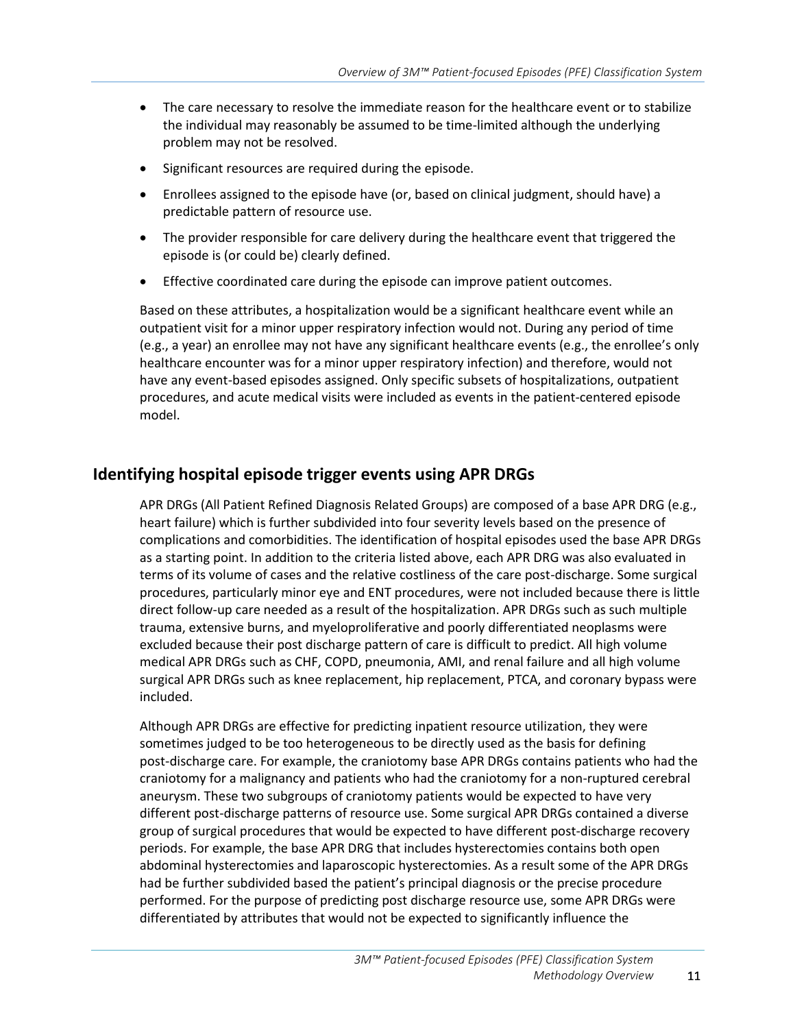- The care necessary to resolve the immediate reason for the healthcare event or to stabilize the individual may reasonably be assumed to be time-limited although the underlying problem may not be resolved.
- Significant resources are required during the episode.
- Enrollees assigned to the episode have (or, based on clinical judgment, should have) a predictable pattern of resource use.
- The provider responsible for care delivery during the healthcare event that triggered the episode is (or could be) clearly defined.
- Effective coordinated care during the episode can improve patient outcomes.

Based on these attributes, a hospitalization would be a significant healthcare event while an outpatient visit for a minor upper respiratory infection would not. During any period of time (e.g., a year) an enrollee may not have any significant healthcare events (e.g., the enrollee's only healthcare encounter was for a minor upper respiratory infection) and therefore, would not have any event-based episodes assigned. Only specific subsets of hospitalizations, outpatient procedures, and acute medical visits were included as events in the patient-centered episode model.

## Identifying hospital episode trigger events using APR DRGs

APR DRGs (All Patient Refined Diagnosis Related Groups) are composed of a base APR DRG (e.g., heart failure) which is further subdivided into four severity levels based on the presence of complications and comorbidities. The identification of hospital episodes used the base APR DRGs as a starting point. In addition to the criteria listed above, each APR DRG was also evaluated in terms of its volume of cases and the relative costliness of the care post-discharge. Some surgical procedures, particularly minor eye and ENT procedures, were not included because there is little direct follow-up care needed as a result of the hospitalization. APR DRGs such as such multiple trauma, extensive burns, and myeloproliferative and poorly differentiated neoplasms were excluded because their post discharge pattern of care is difficult to predict. All high volume medical APR DRGs such as CHF, COPD, pneumonia, AMI, and renal failure and all high volume surgical APR DRGs such as knee replacement, hip replacement, PTCA, and coronary bypass were included.

Although APR DRGs are effective for predicting inpatient resource utilization, they were sometimes judged to be too heterogeneous to be directly used as the basis for defining post-discharge care. For example, the craniotomy base APR DRGs contains patients who had the craniotomy for a malignancy and patients who had the craniotomy for a non-ruptured cerebral aneurysm. These two subgroups of craniotomy patients would be expected to have very different post-discharge patterns of resource use. Some surgical APR DRGs contained a diverse group of surgical procedures that would be expected to have different post-discharge recovery periods. For example, the base APR DRG that includes hysterectomies contains both open abdominal hysterectomies and laparoscopic hysterectomies. As a result some of the APR DRGs had be further subdivided based the patient's principal diagnosis or the precise procedure performed. For the purpose of predicting post discharge resource use, some APR DRGs were differentiated by attributes that would not be expected to significantly influence the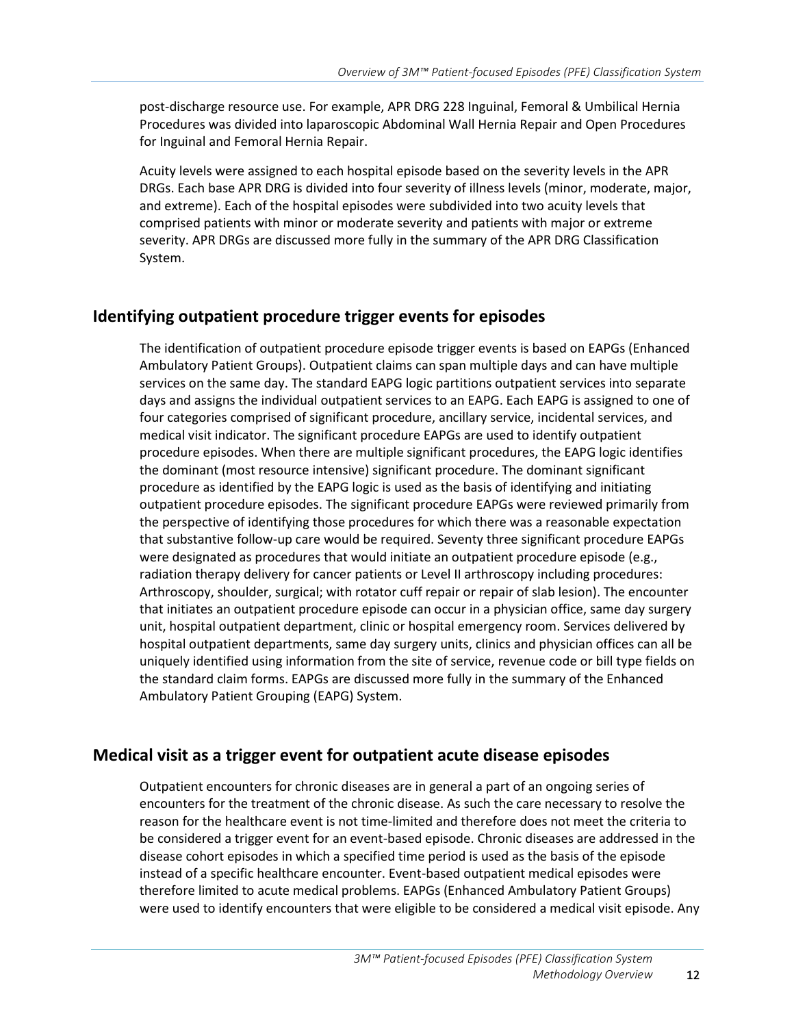post-discharge resource use. For example, APR DRG 228 Inguinal, Femoral & Umbilical Hernia Procedures was divided into laparoscopic Abdominal Wall Hernia Repair and Open Procedures for Inguinal and Femoral Hernia Repair.

Acuity levels were assigned to each hospital episode based on the severity levels in the APR DRGs. Each base APR DRG is divided into four severity of illness levels (minor, moderate, major, and extreme). Each of the hospital episodes were subdivided into two acuity levels that comprised patients with minor or moderate severity and patients with major or extreme severity. APR DRGs are discussed more fully in the summary of the APR DRG Classification System.

## Identifying outpatient procedure trigger events for episodes

The identification of outpatient procedure episode trigger events is based on EAPGs (Enhanced Ambulatory Patient Groups). Outpatient claims can span multiple days and can have multiple services on the same day. The standard EAPG logic partitions outpatient services into separate days and assigns the individual outpatient services to an EAPG. Each EAPG is assigned to one of four categories comprised of significant procedure, ancillary service, incidental services, and medical visit indicator. The significant procedure EAPGs are used to identify outpatient procedure episodes. When there are multiple significant procedures, the EAPG logic identifies the dominant (most resource intensive) significant procedure. The dominant significant procedure as identified by the EAPG logic is used as the basis of identifying and initiating outpatient procedure episodes. The significant procedure EAPGs were reviewed primarily from the perspective of identifying those procedures for which there was a reasonable expectation that substantive follow-up care would be required. Seventy three significant procedure EAPGs were designated as procedures that would initiate an outpatient procedure episode (e.g., radiation therapy delivery for cancer patients or Level II arthroscopy including procedures: Arthroscopy, shoulder, surgical; with rotator cuff repair or repair of slab lesion). The encounter that initiates an outpatient procedure episode can occur in a physician office, same day surgery unit, hospital outpatient department, clinic or hospital emergency room. Services delivered by hospital outpatient departments, same day surgery units, clinics and physician offices can all be uniquely identified using information from the site of service, revenue code or bill type fields on the standard claim forms. EAPGs are discussed more fully in the summary of the Enhanced Ambulatory Patient Grouping (EAPG) System.

## Medical visit as a trigger event for outpatient acute disease episodes

Outpatient encounters for chronic diseases are in general a part of an ongoing series of encounters for the treatment of the chronic disease. As such the care necessary to resolve the reason for the healthcare event is not time-limited and therefore does not meet the criteria to be considered a trigger event for an event-based episode. Chronic diseases are addressed in the disease cohort episodes in which a specified time period is used as the basis of the episode instead of a specific healthcare encounter. Event-based outpatient medical episodes were therefore limited to acute medical problems. EAPGs (Enhanced Ambulatory Patient Groups) were used to identify encounters that were eligible to be considered a medical visit episode. Any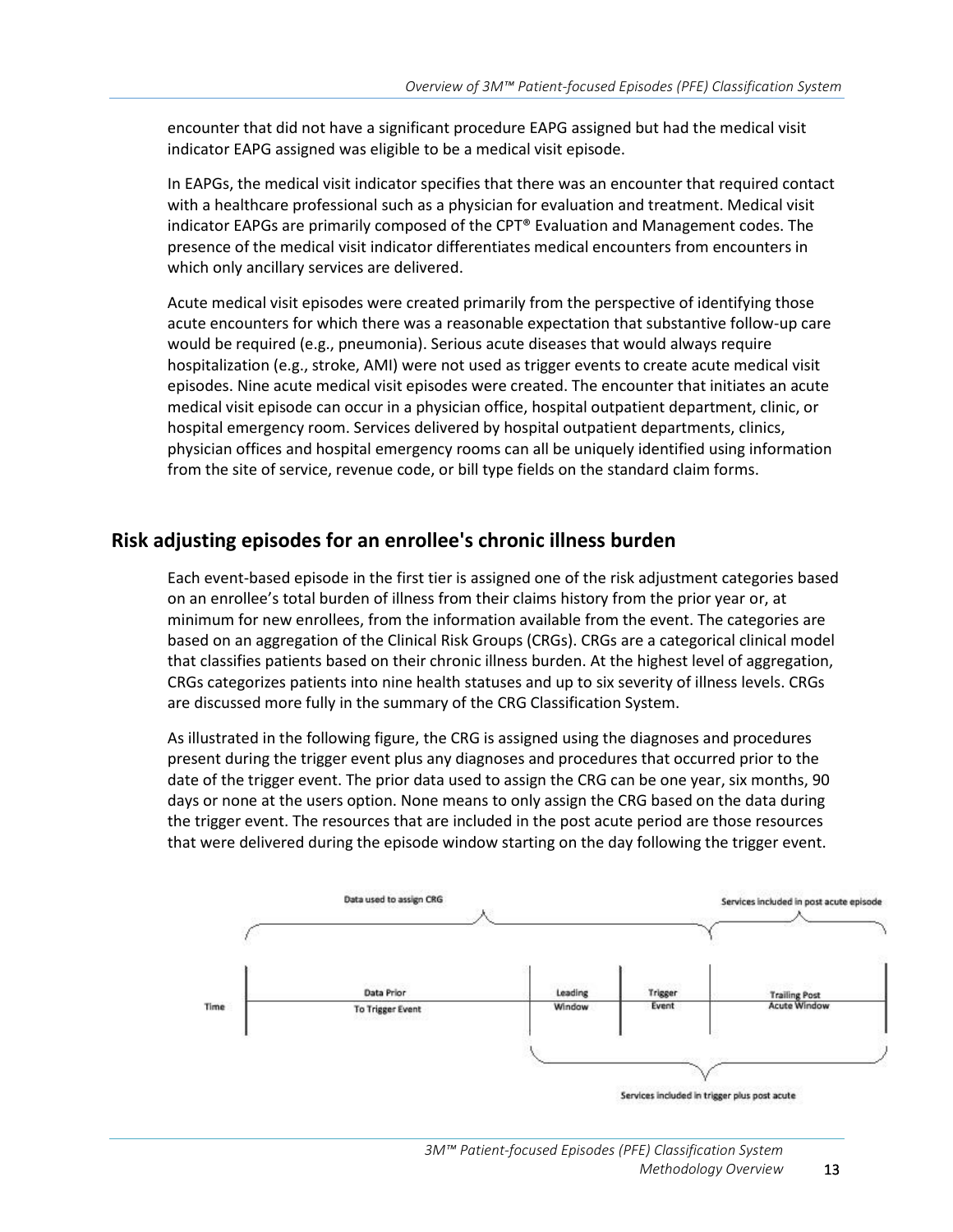encounter that did not have a significant procedure EAPG assigned but had the medical visit indicator EAPG assigned was eligible to be a medical visit episode.

In EAPGs, the medical visit indicator specifies that there was an encounter that required contact with a healthcare professional such as a physician for evaluation and treatment. Medical visit indicator EAPGs are primarily composed of the CPT® Evaluation and Management codes. The presence of the medical visit indicator differentiates medical encounters from encounters in which only ancillary services are delivered.

Acute medical visit episodes were created primarily from the perspective of identifying those acute encounters for which there was a reasonable expectation that substantive follow-up care would be required (e.g., pneumonia). Serious acute diseases that would always require hospitalization (e.g., stroke, AMI) were not used as trigger events to create acute medical visit episodes. Nine acute medical visit episodes were created. The encounter that initiates an acute medical visit episode can occur in a physician office, hospital outpatient department, clinic, or hospital emergency room. Services delivered by hospital outpatient departments, clinics, physician offices and hospital emergency rooms can all be uniquely identified using information from the site of service, revenue code, or bill type fields on the standard claim forms.

## Risk adjusting episodes for an enrollee's chronic illness burden

Each event-based episode in the first tier is assigned one of the risk adjustment categories based on an enrollee's total burden of illness from their claims history from the prior year or, at minimum for new enrollees, from the information available from the event. The categories are based on an aggregation of the Clinical Risk Groups (CRGs). CRGs are a categorical clinical model that classifies patients based on their chronic illness burden. At the highest level of aggregation, CRGs categorizes patients into nine health statuses and up to six severity of illness levels. CRGs are discussed more fully in the summary of the CRG Classification System.

As illustrated in the following figure, the CRG is assigned using the diagnoses and procedures present during the trigger event plus any diagnoses and procedures that occurred prior to the date of the trigger event. The prior data used to assign the CRG can be one year, six months, 90 days or none at the users option. None means to only assign the CRG based on the data during the trigger event. The resources that are included in the post acute period are those resources that were delivered during the episode window starting on the day following the trigger event.

Data used to assign CRG

Services included in post acute episode

Time | Data Prior To Trigger Event | Leading Window | Trigger Event | Trailing Post Acute Window

Services included in trigger plus post acute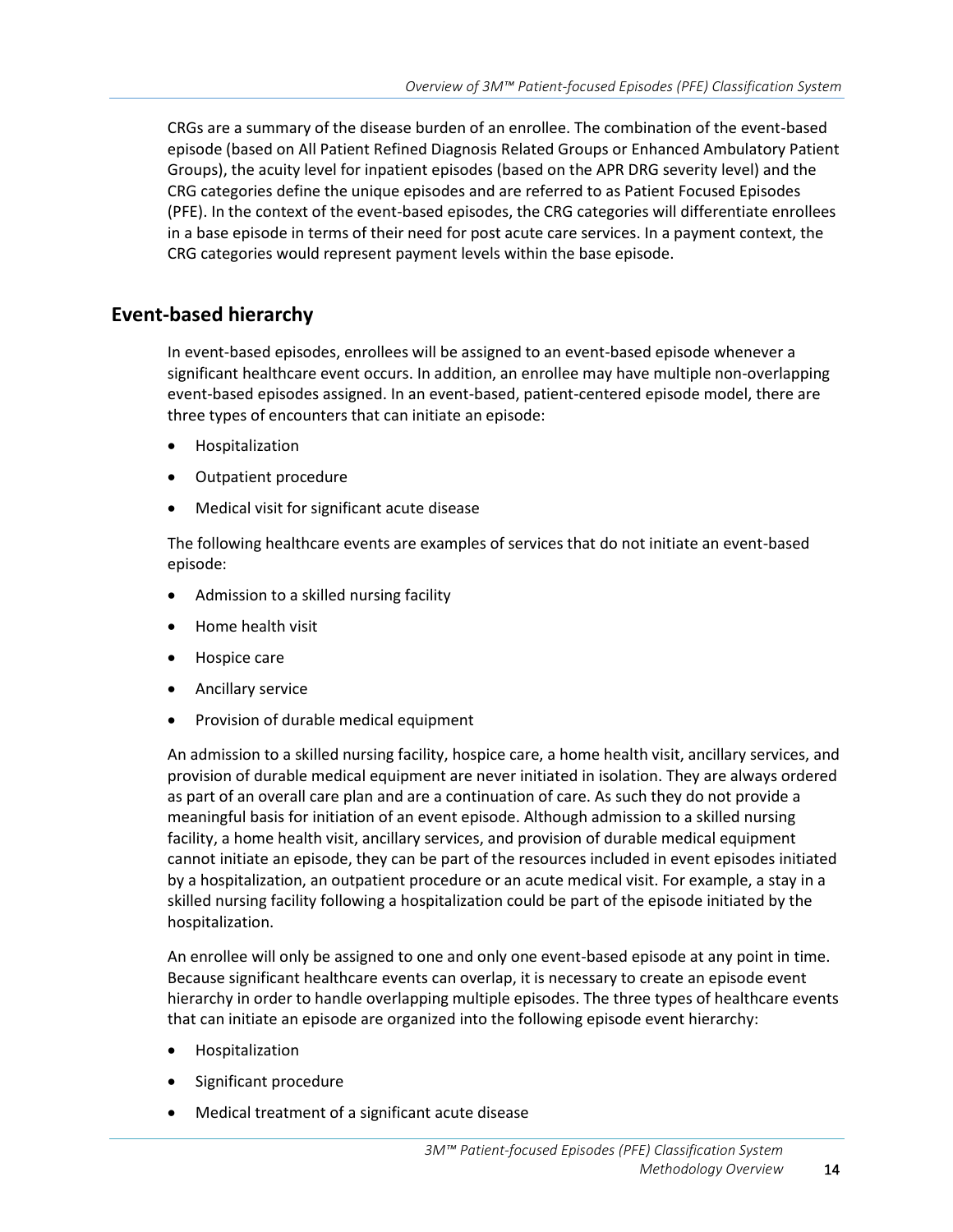CRGs are a summary of the disease burden of an enrollee. The combination of the event-based episode (based on All Patient Refined Diagnosis Related Groups or Enhanced Ambulatory Patient Groups), the acuity level for inpatient episodes (based on the APR DRG severity level) and the CRG categories define the unique episodes and are referred to as Patient Focused Episodes (PFE). In the context of the event-based episodes, the CRG categories will differentiate enrollees in a base episode in terms of their need for post acute care services. In a payment context, the CRG categories would represent payment levels within the base episode.

## Event-based hierarchy

In event-based episodes, enrollees will be assigned to an event-based episode whenever a significant healthcare event occurs. In addition, an enrollee may have multiple non-overlapping event-based episodes assigned. In an event-based, patient-centered episode model, there are three types of encounters that can initiate an episode:

- Hospitalization
- Outpatient procedure
- Medical visit for significant acute disease

The following healthcare events are examples of services that do not initiate an event-based episode:

- Admission to a skilled nursing facility
- Home health visit
- Hospice care
- Ancillary service
- Provision of durable medical equipment

An admission to a skilled nursing facility, hospice care, a home health visit, ancillary services, and provision of durable medical equipment are never initiated in isolation. They are always ordered as part of an overall care plan and are a continuation of care. As such they do not provide a meaningful basis for initiation of an event episode. Although admission to a skilled nursing facility, a home health visit, ancillary services, and provision of durable medical equipment cannot initiate an episode, they can be part of the resources included in event episodes initiated by a hospitalization, an outpatient procedure or an acute medical visit. For example, a stay in a skilled nursing facility following a hospitalization could be part of the episode initiated by the hospitalization.

An enrollee will only be assigned to one and only one event-based episode at any point in time. Because significant healthcare events can overlap, it is necessary to create an episode event hierarchy in order to handle overlapping multiple episodes. The three types of healthcare events that can initiate an episode are organized into the following episode event hierarchy:

- Hospitalization
- Significant procedure
- Medical treatment of a significant acute disease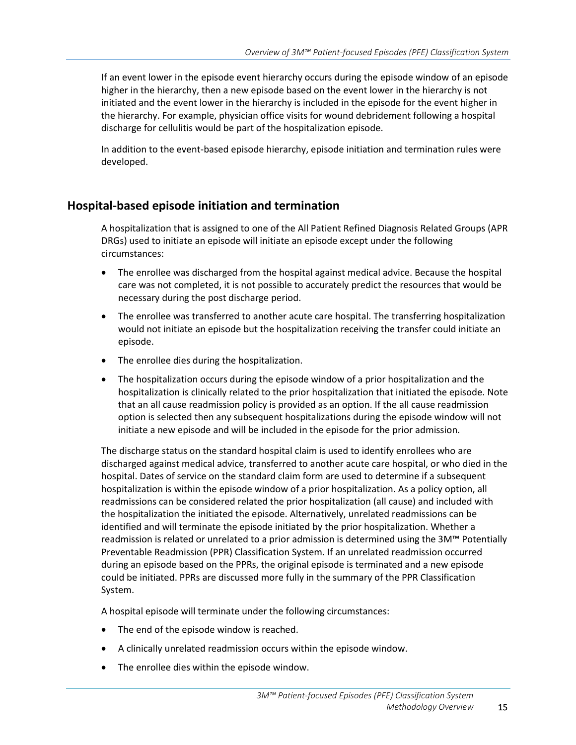If an event lower in the episode event hierarchy occurs during the episode window of an episode higher in the hierarchy, then a new episode based on the event lower in the hierarchy is not initiated and the event lower in the hierarchy is included in the episode for the event higher in the hierarchy. For example, physician office visits for wound debridement following a hospital discharge for cellulitis would be part of the hospitalization episode.

In addition to the event-based episode hierarchy, episode initiation and termination rules were developed.

## Hospital-based episode initiation and termination

A hospitalization that is assigned to one of the All Patient Refined Diagnosis Related Groups (APR DRGs) used to initiate an episode will initiate an episode except under the following circumstances:

- The enrollee was discharged from the hospital against medical advice. Because the hospital care was not completed, it is not possible to accurately predict the resources that would be necessary during the post discharge period.
- The enrollee was transferred to another acute care hospital. The transferring hospitalization would not initiate an episode but the hospitalization receiving the transfer could initiate an episode.
- The enrollee dies during the hospitalization.
- The hospitalization occurs during the episode window of a prior hospitalization and the hospitalization is clinically related to the prior hospitalization that initiated the episode. Note that an all cause readmission policy is provided as an option. If the all cause readmission option is selected then any subsequent hospitalizations during the episode window will not initiate a new episode and will be included in the episode for the prior admission.

The discharge status on the standard hospital claim is used to identify enrollees who are discharged against medical advice, transferred to another acute care hospital, or who died in the hospital. Dates of service on the standard claim form are used to determine if a subsequent hospitalization is within the episode window of a prior hospitalization. As a policy option, all readmissions can be considered related the prior hospitalization (all cause) and included with the hospitalization the initiated the episode. Alternatively, unrelated readmissions can be identified and will terminate the episode initiated by the prior hospitalization. Whether a readmission is related or unrelated to a prior admission is determined using the 3M™ Potentially Preventable Readmission (PPR) Classification System. If an unrelated readmission occurred during an episode based on the PPRs, the original episode is terminated and a new episode could be initiated. PPRs are discussed more fully in the summary of the PPR Classification System.

A hospital episode will terminate under the following circumstances:

- The end of the episode window is reached.
- A clinically unrelated readmission occurs within the episode window.
- The enrollee dies within the episode window.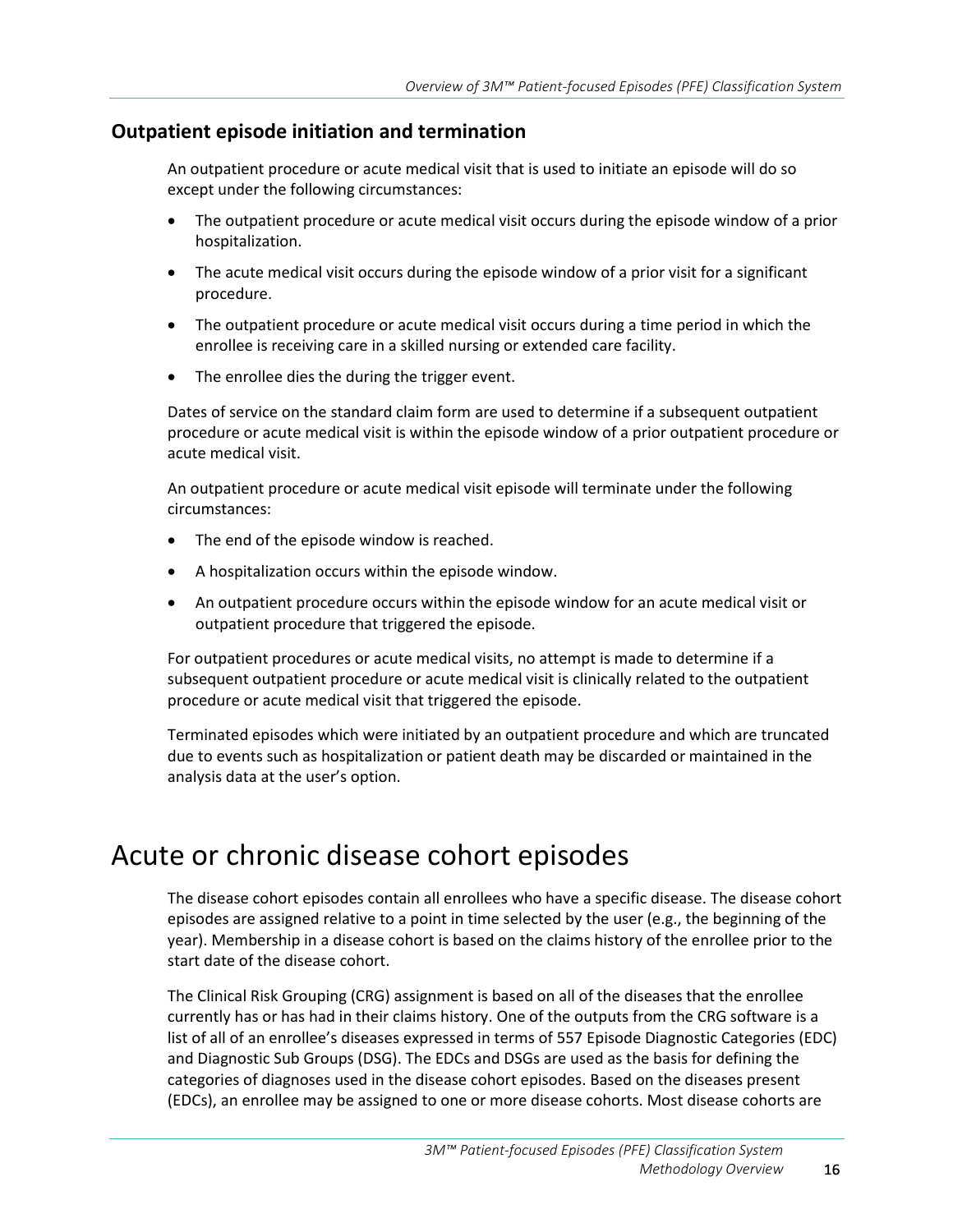### Outpatient episode initiation and termination

An outpatient procedure or acute medical visit that is used to initiate an episode will do so except under the following circumstances:

- The outpatient procedure or acute medical visit occurs during the episode window of a prior hospitalization.
- The acute medical visit occurs during the episode window of a prior visit for a significant procedure.
- The outpatient procedure or acute medical visit occurs during a time period in which the enrollee is receiving care in a skilled nursing or extended care facility.
- The enrollee dies the during the trigger event.

Dates of service on the standard claim form are used to determine if a subsequent outpatient procedure or acute medical visit is within the episode window of a prior outpatient procedure or acute medical visit.

An outpatient procedure or acute medical visit episode will terminate under the following circumstances:

- The end of the episode window is reached.
- A hospitalization occurs within the episode window.
- An outpatient procedure occurs within the episode window for an acute medical visit or outpatient procedure that triggered the episode.

For outpatient procedures or acute medical visits, no attempt is made to determine if a subsequent outpatient procedure or acute medical visit is clinically related to the outpatient procedure or acute medical visit that triggered the episode.

Terminated episodes which were initiated by an outpatient procedure and which are truncated due to events such as hospitalization or patient death may be discarded or maintained in the analysis data at the user's option.

# Acute or chronic disease cohort episodes

The disease cohort episodes contain all enrollees who have a specific disease. The disease cohort episodes are assigned relative to a point in time selected by the user (e.g., the beginning of the year). Membership in a disease cohort is based on the claims history of the enrollee prior to the start date of the disease cohort.

The Clinical Risk Grouping (CRG) assignment is based on all of the diseases that the enrollee currently has or has had in their claims history. One of the outputs from the CRG software is a list of all of an enrollee's diseases expressed in terms of 557 Episode Diagnostic Categories (EDC) and Diagnostic Sub Groups (DSG). The EDCs and DSGs are used as the basis for defining the categories of diagnoses used in the disease cohort episodes. Based on the diseases present (EDCs), an enrollee may be assigned to one or more disease cohorts. Most disease cohorts are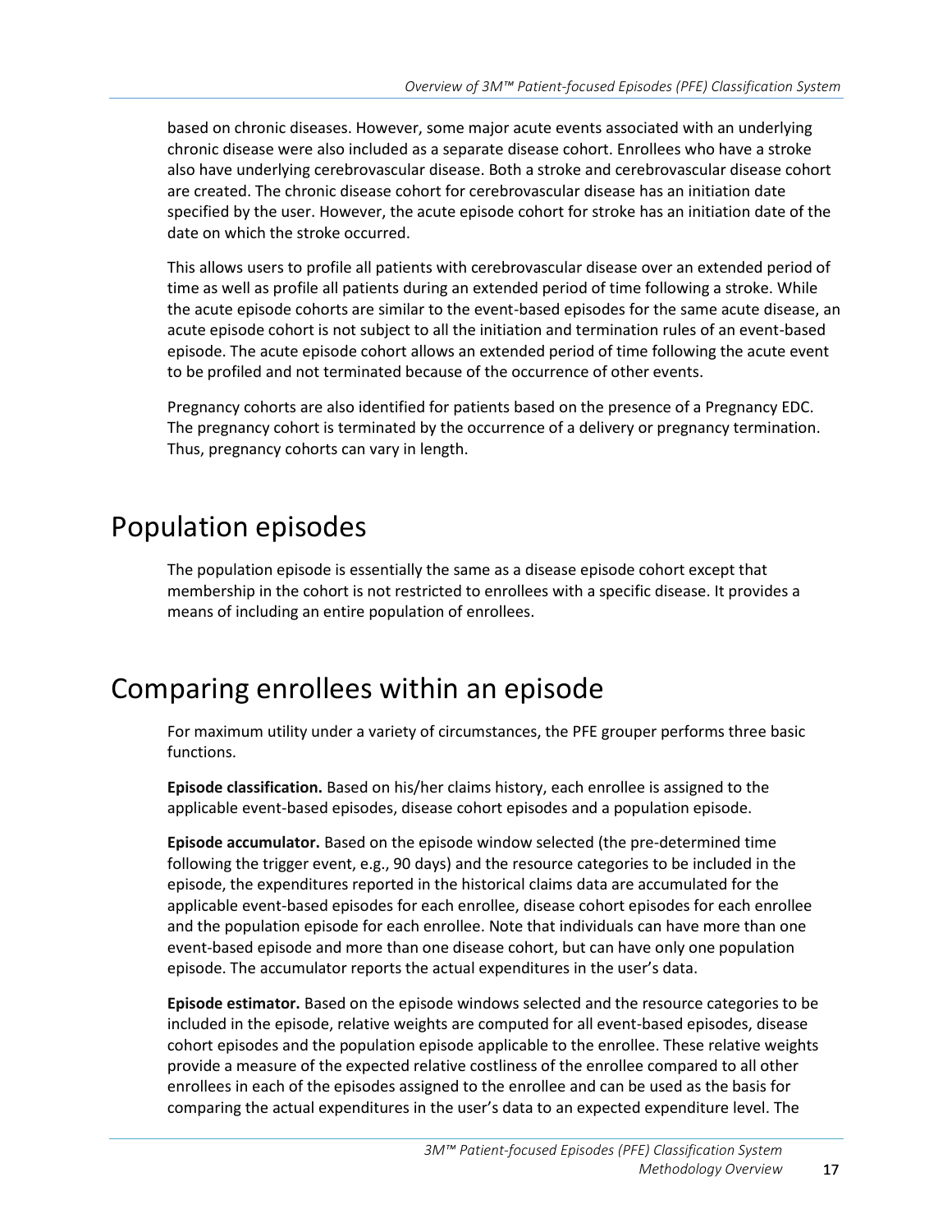based on chronic diseases. However, some major acute events associated with an underlying chronic disease were also included as a separate disease cohort. Enrollees who have a stroke also have underlying cerebrovascular disease. Both a stroke and cerebrovascular disease cohort are created. The chronic disease cohort for cerebrovascular disease has an initiation date specified by the user. However, the acute episode cohort for stroke has an initiation date of the date on which the stroke occurred.

This allows users to profile all patients with cerebrovascular disease over an extended period of time as well as profile all patients during an extended period of time following a stroke. While the acute episode cohorts are similar to the event-based episodes for the same acute disease, an acute episode cohort is not subject to all the initiation and termination rules of an event-based episode. The acute episode cohort allows an extended period of time following the acute event to be profiled and not terminated because of the occurrence of other events.

Pregnancy cohorts are also identified for patients based on the presence of a Pregnancy EDC. The pregnancy cohort is terminated by the occurrence of a delivery or pregnancy termination. Thus, pregnancy cohorts can vary in length.

# Population episodes

The population episode is essentially the same as a disease episode cohort except that membership in the cohort is not restricted to enrollees with a specific disease. It provides a means of including an entire population of enrollees.

# Comparing enrollees within an episode

For maximum utility under a variety of circumstances, the PFE grouper performs three basic functions.

**Episode classification.** Based on his/her claims history, each enrollee is assigned to the applicable event-based episodes, disease cohort episodes and a population episode.

**Episode accumulator.** Based on the episode window selected (the pre-determined time following the trigger event, e.g., 90 days) and the resource categories to be included in the episode, the expenditures reported in the historical claims data are accumulated for the applicable event-based episodes for each enrollee, disease cohort episodes for each enrollee and the population episode for each enrollee. Note that individuals can have more than one event-based episode and more than one disease cohort, but can have only one population episode. The accumulator reports the actual expenditures in the user's data.

**Episode estimator.** Based on the episode windows selected and the resource categories to be included in the episode, relative weights are computed for all event-based episodes, disease cohort episodes and the population episode applicable to the enrollee. These relative weights provide a measure of the expected relative costliness of the enrollee compared to all other enrollees in each of the episodes assigned to the enrollee and can be used as the basis for comparing the actual expenditures in the user's data to an expected expenditure level. The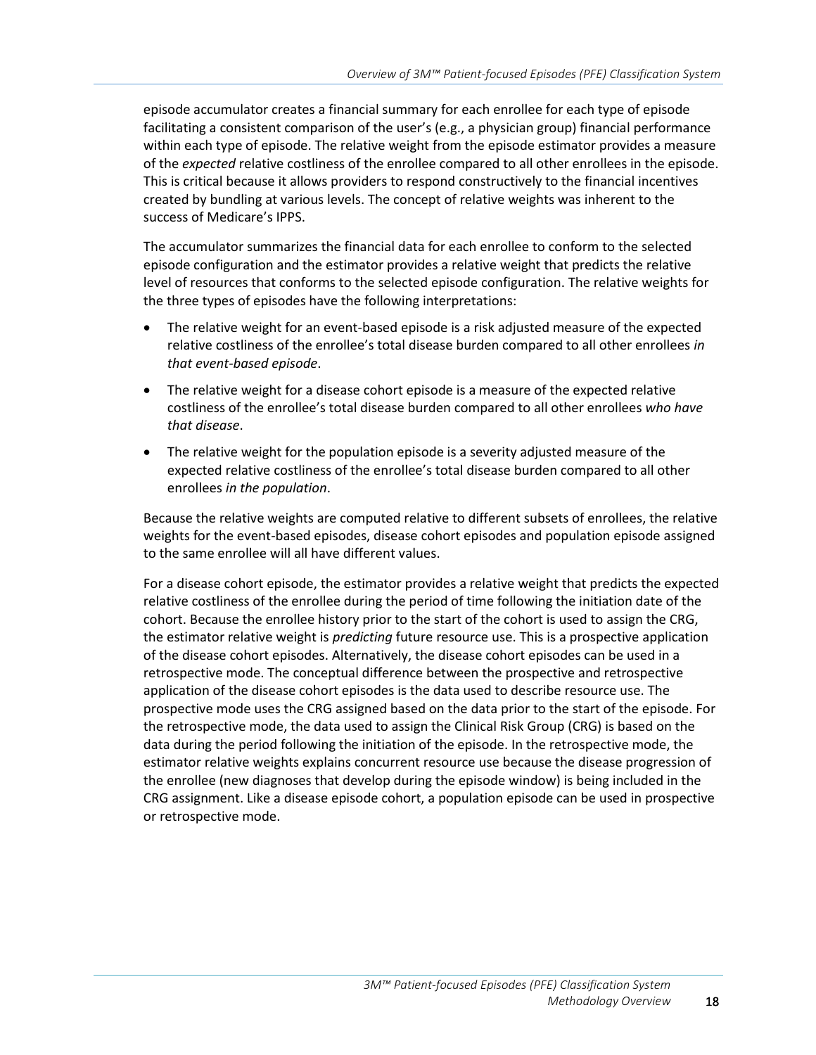episode accumulator creates a financial summary for each enrollee for each type of episode facilitating a consistent comparison of the user's (e.g., a physician group) financial performance within each type of episode. The relative weight from the episode estimator provides a measure of the *expected* relative costliness of the enrollee compared to all other enrollees in the episode. This is critical because it allows providers to respond constructively to the financial incentives created by bundling at various levels. The concept of relative weights was inherent to the success of Medicare's IPPS.

The accumulator summarizes the financial data for each enrollee to conform to the selected episode configuration and the estimator provides a relative weight that predicts the relative level of resources that conforms to the selected episode configuration. The relative weights for the three types of episodes have the following interpretations:

- The relative weight for an event-based episode is a risk adjusted measure of the expected relative costliness of the enrollee's total disease burden compared to all other enrollees *in that event-based episode*.
- The relative weight for a disease cohort episode is a measure of the expected relative costliness of the enrollee's total disease burden compared to all other enrollees *who have that disease*.
- The relative weight for the population episode is a severity adjusted measure of the expected relative costliness of the enrollee's total disease burden compared to all other enrollees *in the population*.

Because the relative weights are computed relative to different subsets of enrollees, the relative weights for the event-based episodes, disease cohort episodes and population episode assigned to the same enrollee will all have different values.

For a disease cohort episode, the estimator provides a relative weight that predicts the expected relative costliness of the enrollee during the period of time following the initiation date of the cohort. Because the enrollee history prior to the start of the cohort is used to assign the CRG, the estimator relative weight is *predicting* future resource use. This is a prospective application of the disease cohort episodes. Alternatively, the disease cohort episodes can be used in a retrospective mode. The conceptual difference between the prospective and retrospective application of the disease cohort episodes is the data used to describe resource use. The prospective mode uses the CRG assigned based on the data prior to the start of the episode. For the retrospective mode, the data used to assign the Clinical Risk Group (CRG) is based on the data during the period following the initiation of the episode. In the retrospective mode, the estimator relative weights explains concurrent resource use because the disease progression of the enrollee (new diagnoses that develop during the episode window) is being included in the CRG assignment. Like a disease episode cohort, a population episode can be used in prospective or retrospective mode.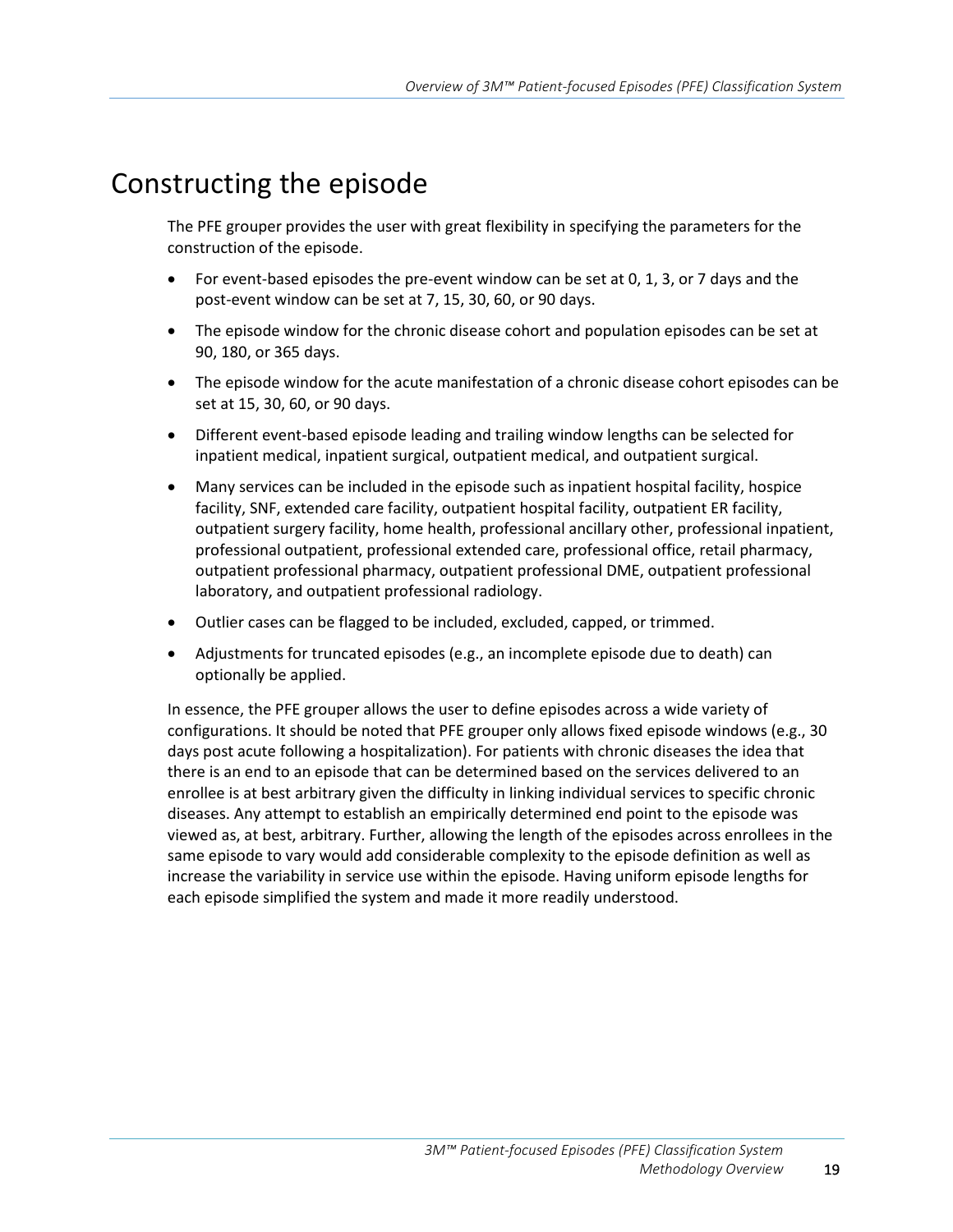# Constructing the episode

The PFE grouper provides the user with great flexibility in specifying the parameters for the construction of the episode.

- For event-based episodes the pre-event window can be set at 0, 1, 3, or 7 days and the post-event window can be set at 7, 15, 30, 60, or 90 days.
- The episode window for the chronic disease cohort and population episodes can be set at 90, 180, or 365 days.
- The episode window for the acute manifestation of a chronic disease cohort episodes can be set at 15, 30, 60, or 90 days.
- Different event-based episode leading and trailing window lengths can be selected for inpatient medical, inpatient surgical, outpatient medical, and outpatient surgical.
- Many services can be included in the episode such as inpatient hospital facility, hospice facility, SNF, extended care facility, outpatient hospital facility, outpatient ER facility, outpatient surgery facility, home health, professional ancillary other, professional inpatient, professional outpatient, professional extended care, professional office, retail pharmacy, outpatient professional pharmacy, outpatient professional DME, outpatient professional laboratory, and outpatient professional radiology.
- Outlier cases can be flagged to be included, excluded, capped, or trimmed.
- Adjustments for truncated episodes (e.g., an incomplete episode due to death) can optionally be applied.

In essence, the PFE grouper allows the user to define episodes across a wide variety of configurations. It should be noted that PFE grouper only allows fixed episode windows (e.g., 30 days post acute following a hospitalization). For patients with chronic diseases the idea that there is an end to an episode that can be determined based on the services delivered to an enrollee is at best arbitrary given the difficulty in linking individual services to specific chronic diseases. Any attempt to establish an empirically determined end point to the episode was viewed as, at best, arbitrary. Further, allowing the length of the episodes across enrollees in the same episode to vary would add considerable complexity to the episode definition as well as increase the variability in service use within the episode. Having uniform episode lengths for each episode simplified the system and made it more readily understood.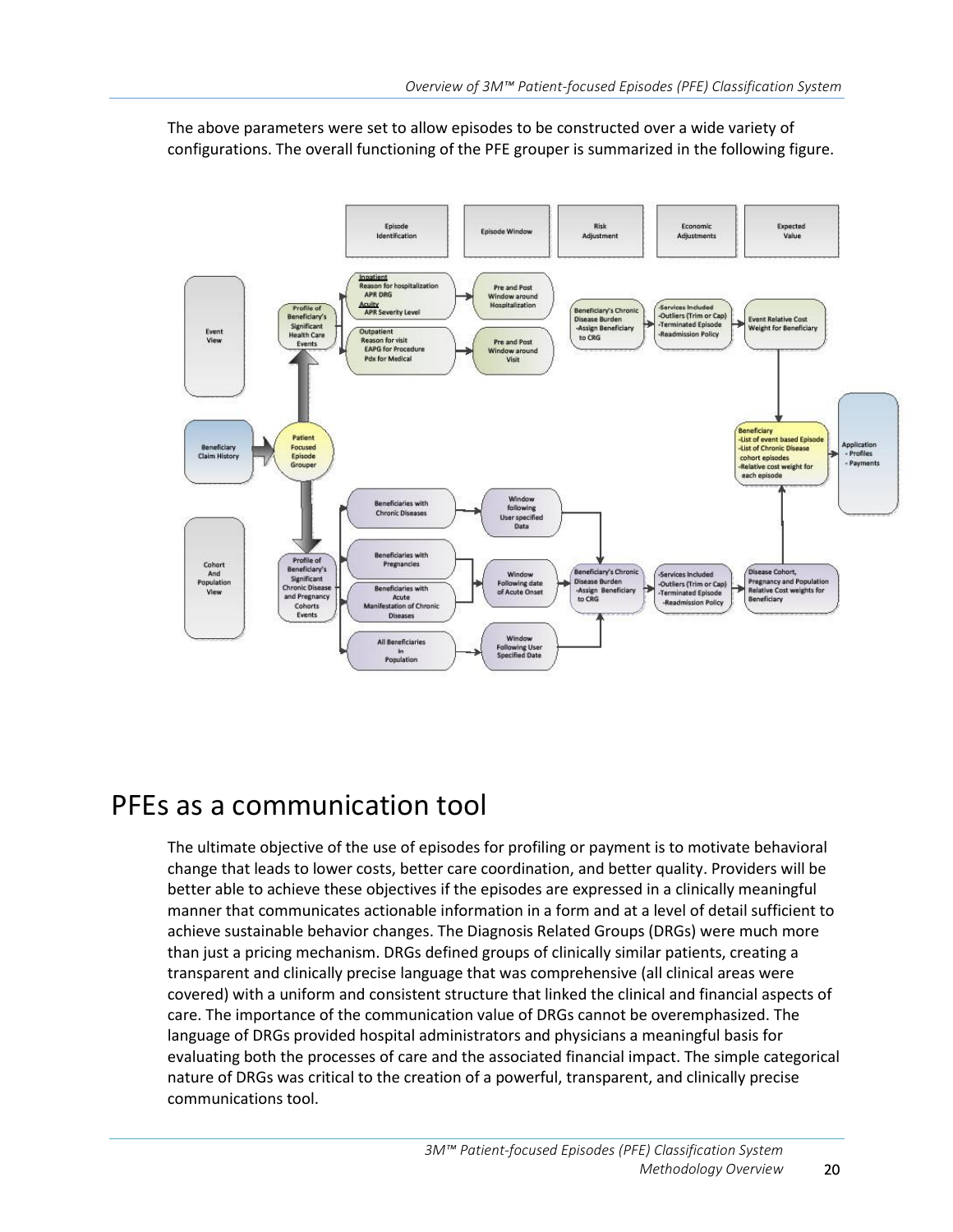The above parameters were set to allow episodes to be constructed over a wide variety of configurations. The overall functioning of the PFE grouper is summarized in the following figure.

# PFEs as a communication tool

The ultimate objective of the use of episodes for profiling or payment is to motivate behavioral change that leads to lower costs, better care coordination, and better quality. Providers will be better able to achieve these objectives if the episodes are expressed in a clinically meaningful manner that communicates actionable information in a form and at a level of detail sufficient to achieve sustainable behavior changes. The Diagnosis Related Groups (DRGs) were much more than just a pricing mechanism. DRGs defined groups of clinically similar patients, creating a transparent and clinically precise language that was comprehensive (all clinical areas were covered) with a uniform and consistent structure that linked the clinical and financial aspects of care. The importance of the communication value of DRGs cannot be overemphasized. The language of DRGs provided hospital administrators and physicians a meaningful basis for evaluating both the processes of care and the associated financial impact. The simple categorical nature of DRGs was critical to the creation of a powerful, transparent, and clinically precise communications tool.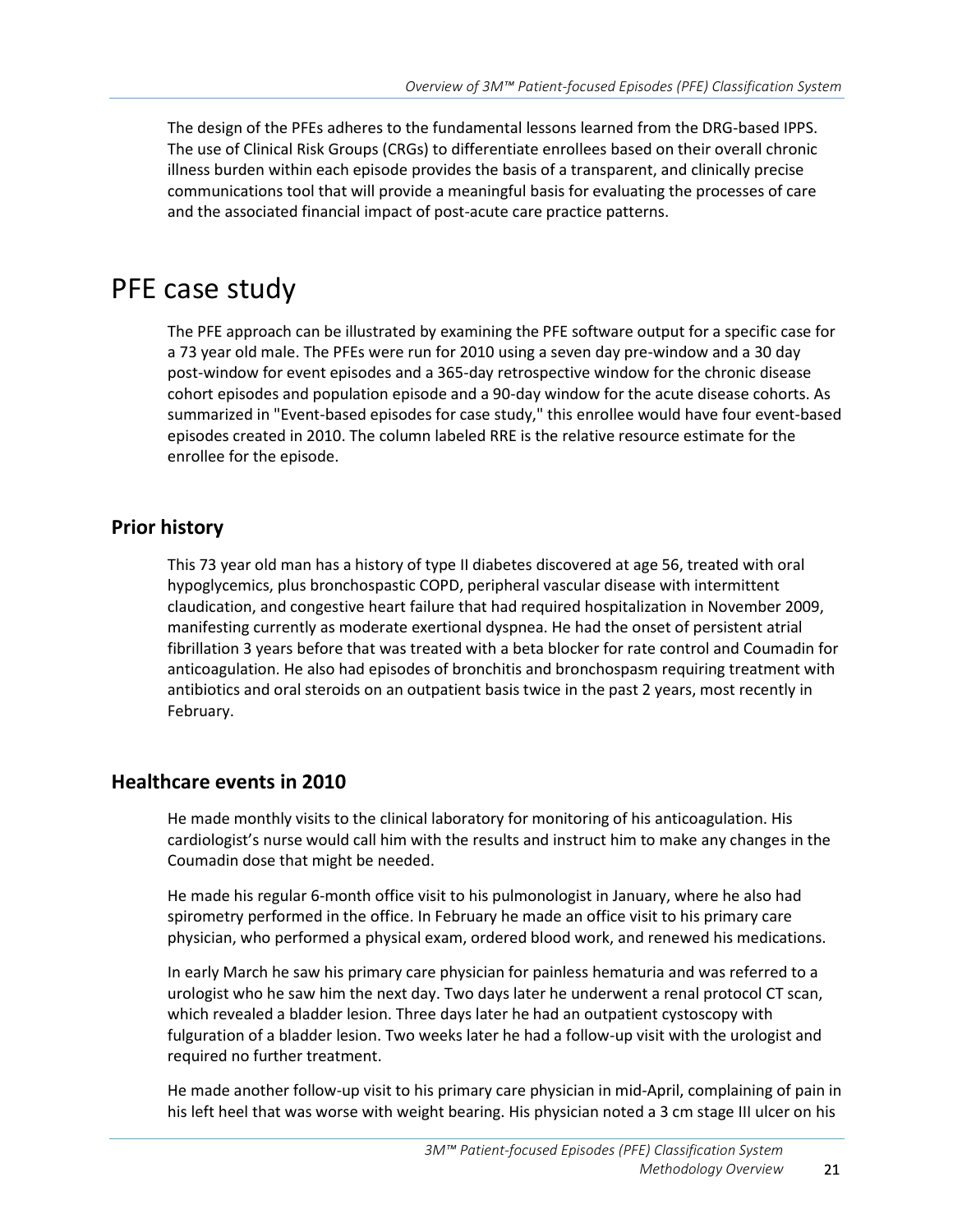The design of the PFEs adheres to the fundamental lessons learned from the DRG-based IPPS. The use of Clinical Risk Groups (CRGs) to differentiate enrollees based on their overall chronic illness burden within each episode provides the basis of a transparent, and clinically precise communications tool that will provide a meaningful basis for evaluating the processes of care and the associated financial impact of post-acute care practice patterns.

# PFE case study

The PFE approach can be illustrated by examining the PFE software output for a specific case for a 73 year old male. The PFEs were run for 2010 using a seven day pre-window and a 30 day post-window for event episodes and a 365-day retrospective window for the chronic disease cohort episodes and population episode and a 90-day window for the acute disease cohorts. As summarized in "Event-based episodes for case study," this enrollee would have four event-based episodes created in 2010. The column labeled RRE is the relative resource estimate for the enrollee for the episode.

## Prior history

This 73 year old man has a history of type II diabetes discovered at age 56, treated with oral hypoglycemics, plus bronchospastic COPD, peripheral vascular disease with intermittent claudication, and congestive heart failure that had required hospitalization in November 2009, manifesting currently as moderate exertional dyspnea. He had the onset of persistent atrial fibrillation 3 years before that was treated with a beta blocker for rate control and Coumadin for anticoagulation. He also had episodes of bronchitis and bronchospasm requiring treatment with antibiotics and oral steroids on an outpatient basis twice in the past 2 years, most recently in February.

## Healthcare events in 2010

He made monthly visits to the clinical laboratory for monitoring of his anticoagulation. His cardiologist's nurse would call him with the results and instruct him to make any changes in the Coumadin dose that might be needed.

He made his regular 6-month office visit to his pulmonologist in January, where he also had spirometry performed in the office. In February he made an office visit to his primary care physician, who performed a physical exam, ordered blood work, and renewed his medications.

In early March he saw his primary care physician for painless hematuria and was referred to a urologist who he saw him the next day. Two days later he underwent a renal protocol CT scan, which revealed a bladder lesion. Three days later he had an outpatient cystoscopy with fulguration of a bladder lesion. Two weeks later he had a follow-up visit with the urologist and required no further treatment.

He made another follow-up visit to his primary care physician in mid-April, complaining of pain in his left heel that was worse with weight bearing. His physician noted a 3 cm stage III ulcer on his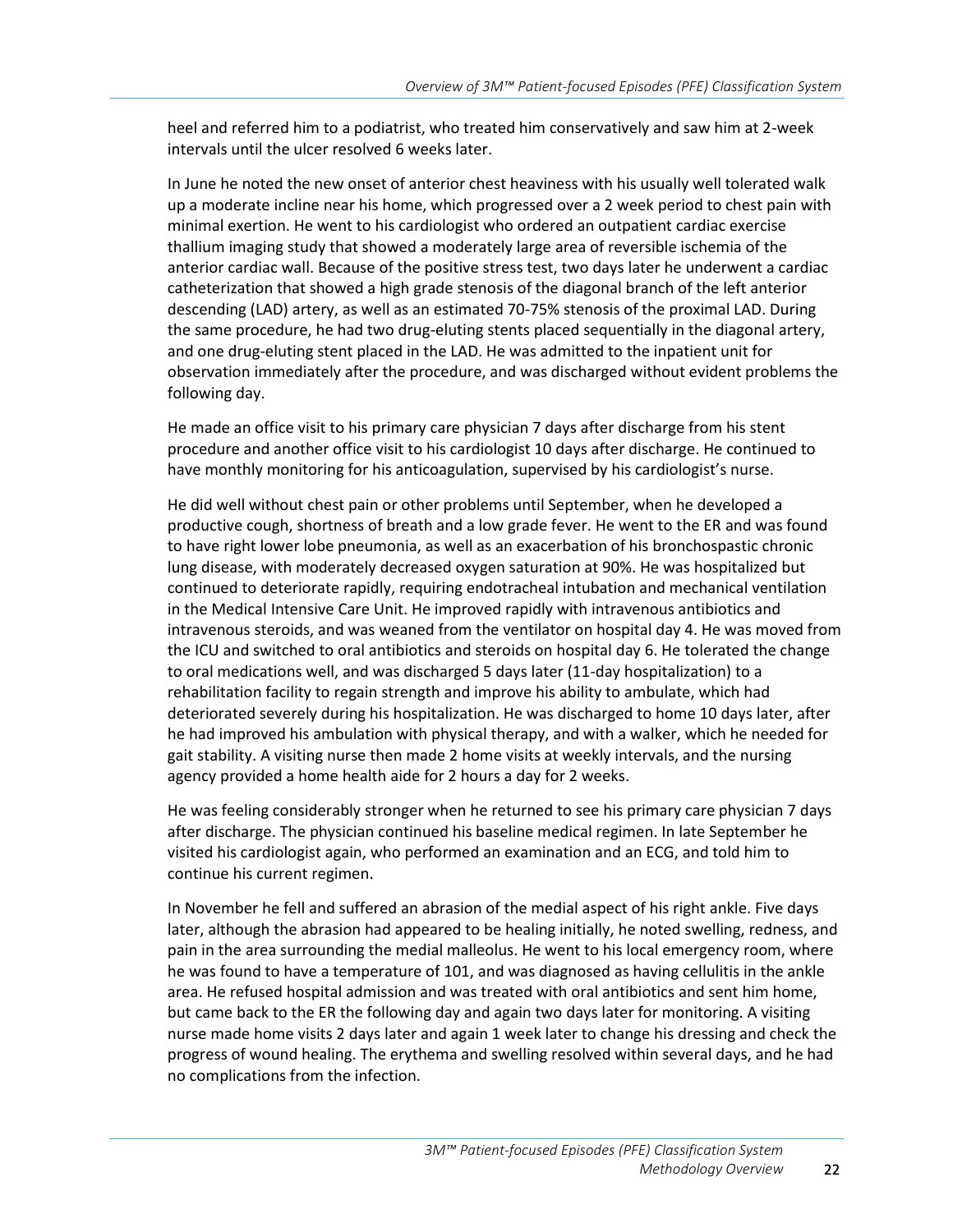heel and referred him to a podiatrist, who treated him conservatively and saw him at 2-week intervals until the ulcer resolved 6 weeks later.

In June he noted the new onset of anterior chest heaviness with his usually well tolerated walk up a moderate incline near his home, which progressed over a 2 week period to chest pain with minimal exertion. He went to his cardiologist who ordered an outpatient cardiac exercise thallium imaging study that showed a moderately large area of reversible ischemia of the anterior cardiac wall. Because of the positive stress test, two days later he underwent a cardiac catheterization that showed a high grade stenosis of the diagonal branch of the left anterior descending (LAD) artery, as well as an estimated 70-75% stenosis of the proximal LAD. During the same procedure, he had two drug-eluting stents placed sequentially in the diagonal artery, and one drug-eluting stent placed in the LAD. He was admitted to the inpatient unit for observation immediately after the procedure, and was discharged without evident problems the following day.

He made an office visit to his primary care physician 7 days after discharge from his stent procedure and another office visit to his cardiologist 10 days after discharge. He continued to have monthly monitoring for his anticoagulation, supervised by his cardiologist's nurse.

He did well without chest pain or other problems until September, when he developed a productive cough, shortness of breath and a low grade fever. He went to the ER and was found to have right lower lobe pneumonia, as well as an exacerbation of his bronchospastic chronic lung disease, with moderately decreased oxygen saturation at 90%. He was hospitalized but continued to deteriorate rapidly, requiring endotracheal intubation and mechanical ventilation in the Medical Intensive Care Unit. He improved rapidly with intravenous antibiotics and intravenous steroids, and was weaned from the ventilator on hospital day 4. He was moved from the ICU and switched to oral antibiotics and steroids on hospital day 6. He tolerated the change to oral medications well, and was discharged 5 days later (11-day hospitalization) to a rehabilitation facility to regain strength and improve his ability to ambulate, which had deteriorated severely during his hospitalization. He was discharged to home 10 days later, after he had improved his ambulation with physical therapy, and with a walker, which he needed for gait stability. A visiting nurse then made 2 home visits at weekly intervals, and the nursing agency provided a home health aide for 2 hours a day for 2 weeks.

He was feeling considerably stronger when he returned to see his primary care physician 7 days after discharge. The physician continued his baseline medical regimen. In late September he visited his cardiologist again, who performed an examination and an ECG, and told him to continue his current regimen.

In November he fell and suffered an abrasion of the medial aspect of his right ankle. Five days later, although the abrasion had appeared to be healing initially, he noted swelling, redness, and pain in the area surrounding the medial malleolus. He went to his local emergency room, where he was found to have a temperature of 101, and was diagnosed as having cellulitis in the ankle area. He refused hospital admission and was treated with oral antibiotics and sent him home, but came back to the ER the following day and again two days later for monitoring. A visiting nurse made home visits 2 days later and again 1 week later to change his dressing and check the progress of wound healing. The erythema and swelling resolved within several days, and he had no complications from the infection.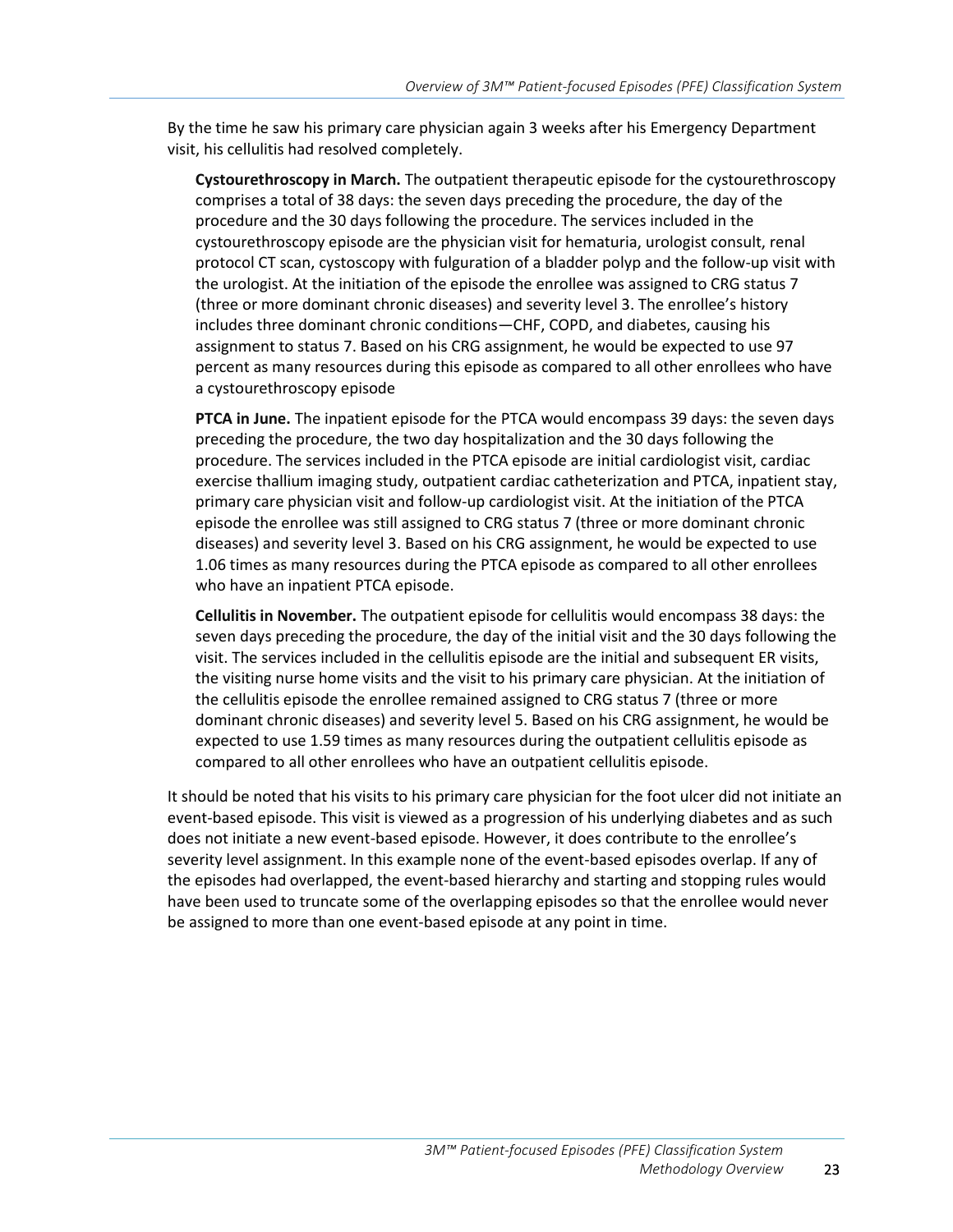By the time he saw his primary care physician again 3 weeks after his Emergency Department visit, his cellulitis had resolved completely.

**Cystourethroscopy in March.** The outpatient therapeutic episode for the cystourethroscopy comprises a total of 38 days: the seven days preceding the procedure, the day of the procedure and the 30 days following the procedure. The services included in the cystourethroscopy episode are the physician visit for hematuria, urologist consult, renal protocol CT scan, cystoscopy with fulguration of a bladder polyp and the follow-up visit with the urologist. At the initiation of the episode the enrollee was assigned to CRG status 7 (three or more dominant chronic diseases) and severity level 3. The enrollee's history includes three dominant chronic conditions—CHF, COPD, and diabetes, causing his assignment to status 7. Based on his CRG assignment, he would be expected to use 97 percent as many resources during this episode as compared to all other enrollees who have a cystourethroscopy episode

**PTCA in June.** The inpatient episode for the PTCA would encompass 39 days: the seven days preceding the procedure, the two day hospitalization and the 30 days following the procedure. The services included in the PTCA episode are initial cardiologist visit, cardiac exercise thallium imaging study, outpatient cardiac catheterization and PTCA, inpatient stay, primary care physician visit and follow-up cardiologist visit. At the initiation of the PTCA episode the enrollee was still assigned to CRG status 7 (three or more dominant chronic diseases) and severity level 3. Based on his CRG assignment, he would be expected to use 1.06 times as many resources during the PTCA episode as compared to all other enrollees who have an inpatient PTCA episode.

**Cellulitis in November.** The outpatient episode for cellulitis would encompass 38 days: the seven days preceding the procedure, the day of the initial visit and the 30 days following the visit. The services included in the cellulitis episode are the initial and subsequent ER visits, the visiting nurse home visits and the visit to his primary care physician. At the initiation of the cellulitis episode the enrollee remained assigned to CRG status 7 (three or more dominant chronic diseases) and severity level 5. Based on his CRG assignment, he would be expected to use 1.59 times as many resources during the outpatient cellulitis episode as compared to all other enrollees who have an outpatient cellulitis episode.

It should be noted that his visits to his primary care physician for the foot ulcer did not initiate an event-based episode. This visit is viewed as a progression of his underlying diabetes and as such does not initiate a new event-based episode. However, it does contribute to the enrollee's severity level assignment. In this example none of the event-based episodes overlap. If any of the episodes had overlapped, the event-based hierarchy and starting and stopping rules would have been used to truncate some of the overlapping episodes so that the enrollee would never be assigned to more than one event-based episode at any point in time.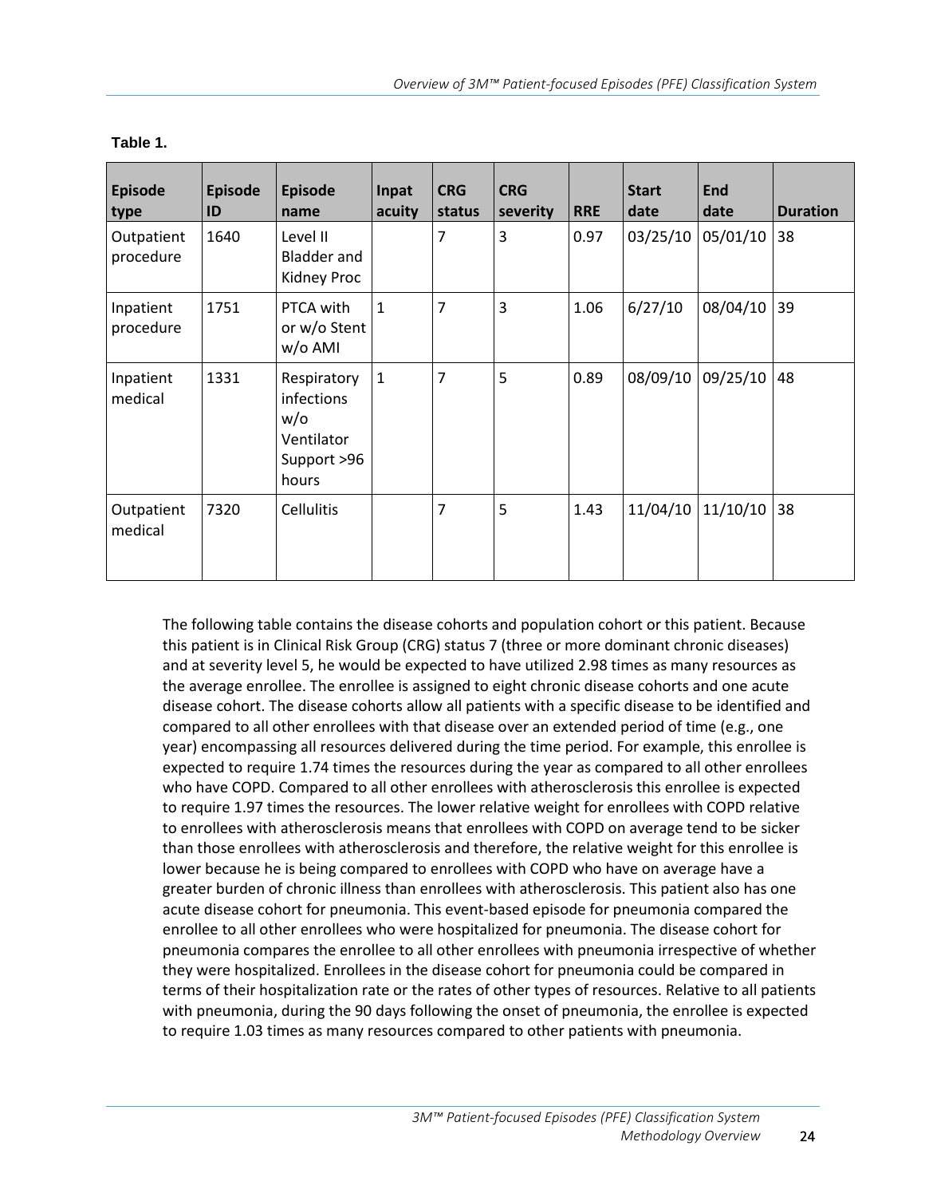**Table 1.**

| Episode type | Episode ID | Episode name | Inpat acuity | CRG status | CRG severity | RRE | Start date | End date | Duration |
|---|---|---|---|---|---|---|---|---|---|
| Outpatient procedure | 1640 | Level II Bladder and Kidney Proc | | 7 | 3 | 0.97 | 03/25/10 | 05/01/10 | 38 |
| Inpatient procedure | 1751 | PTCA with or w/o Stent w/o AMI | 1 | 7 | 3 | 1.06 | 6/27/10 | 08/04/10 | 39 |
| Inpatient medical | 1331 | Respiratory infections w/o Ventilator Support >96 hours | 1 | 7 | 5 | 0.89 | 08/09/10 | 09/25/10 | 48 |
| Outpatient medical | 7320 | Cellulitis | | 7 | 5 | 1.43 | 11/04/10 | 11/10/10 | 38 |

The following table contains the disease cohorts and population cohort or this patient. Because this patient is in Clinical Risk Group (CRG) status 7 (three or more dominant chronic diseases) and at severity level 5, he would be expected to have utilized 2.98 times as many resources as the average enrollee. The enrollee is assigned to eight chronic disease cohorts and one acute disease cohort. The disease cohorts allow all patients with a specific disease to be identified and compared to all other enrollees with that disease over an extended period of time (e.g., one year) encompassing all resources delivered during the time period. For example, this enrollee is expected to require 1.74 times the resources during the year as compared to all other enrollees who have COPD. Compared to all other enrollees with atherosclerosis this enrollee is expected to require 1.97 times the resources. The lower relative weight for enrollees with COPD relative to enrollees with atherosclerosis means that enrollees with COPD on average tend to be sicker than those enrollees with atherosclerosis and therefore, the relative weight for this enrollee is lower because he is being compared to enrollees with COPD who have on average have a greater burden of chronic illness than enrollees with atherosclerosis. This patient also has one acute disease cohort for pneumonia. This event-based episode for pneumonia compared the enrollee to all other enrollees who were hospitalized for pneumonia. The disease cohort for pneumonia compares the enrollee to all other enrollees with pneumonia irrespective of whether they were hospitalized. Enrollees in the disease cohort for pneumonia could be compared in terms of their hospitalization rate or the rates of other types of resources. Relative to all patients with pneumonia, during the 90 days following the onset of pneumonia, the enrollee is expected to require 1.03 times as many resources compared to other patients with pneumonia.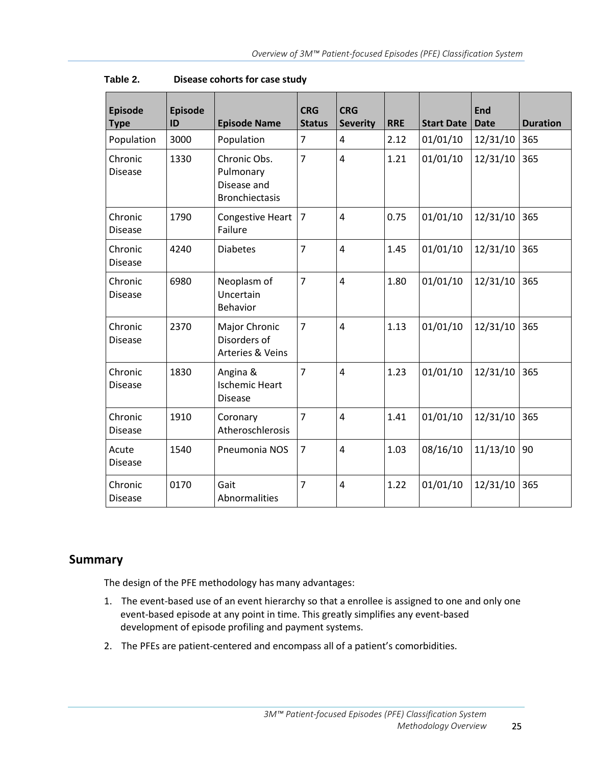**Table 2. Disease cohorts for case study**

| Episode Type | Episode ID | Episode Name | CRG Status | CRG Severity | RRE | Start Date | End Date | Duration |
|---|---|---|---|---|---|---|---|---|
| Population | 3000 | Population | 7 | 4 | 2.12 | 01/01/10 | 12/31/10 | 365 |
| Chronic Disease | 1330 | Chronic Obs. Pulmonary Disease and Bronchiectasis | 7 | 4 | 1.21 | 01/01/10 | 12/31/10 | 365 |
| Chronic Disease | 1790 | Congestive Heart Failure | 7 | 4 | 0.75 | 01/01/10 | 12/31/10 | 365 |
| Chronic Disease | 4240 | Diabetes | 7 | 4 | 1.45 | 01/01/10 | 12/31/10 | 365 |
| Chronic Disease | 6980 | Neoplasm of Uncertain Behavior | 7 | 4 | 1.80 | 01/01/10 | 12/31/10 | 365 |
| Chronic Disease | 2370 | Major Chronic Disorders of Arteries & Veins | 7 | 4 | 1.13 | 01/01/10 | 12/31/10 | 365 |
| Chronic Disease | 1830 | Angina & Ischemic Heart Disease | 7 | 4 | 1.23 | 01/01/10 | 12/31/10 | 365 |
| Chronic Disease | 1910 | Coronary Atheroschlerosis | 7 | 4 | 1.41 | 01/01/10 | 12/31/10 | 365 |
| Acute Disease | 1540 | Pneumonia NOS | 7 | 4 | 1.03 | 08/16/10 | 11/13/10 | 90 |
| Chronic Disease | 0170 | Gait Abnormalities | 7 | 4 | 1.22 | 01/01/10 | 12/31/10 | 365 |

## Summary

The design of the PFE methodology has many advantages:

1. The event-based use of an event hierarchy so that a enrollee is assigned to one and only one event-based episode at any point in time. This greatly simplifies any event-based development of episode profiling and payment systems.
2. The PFEs are patient-centered and encompass all of a patient's comorbidities.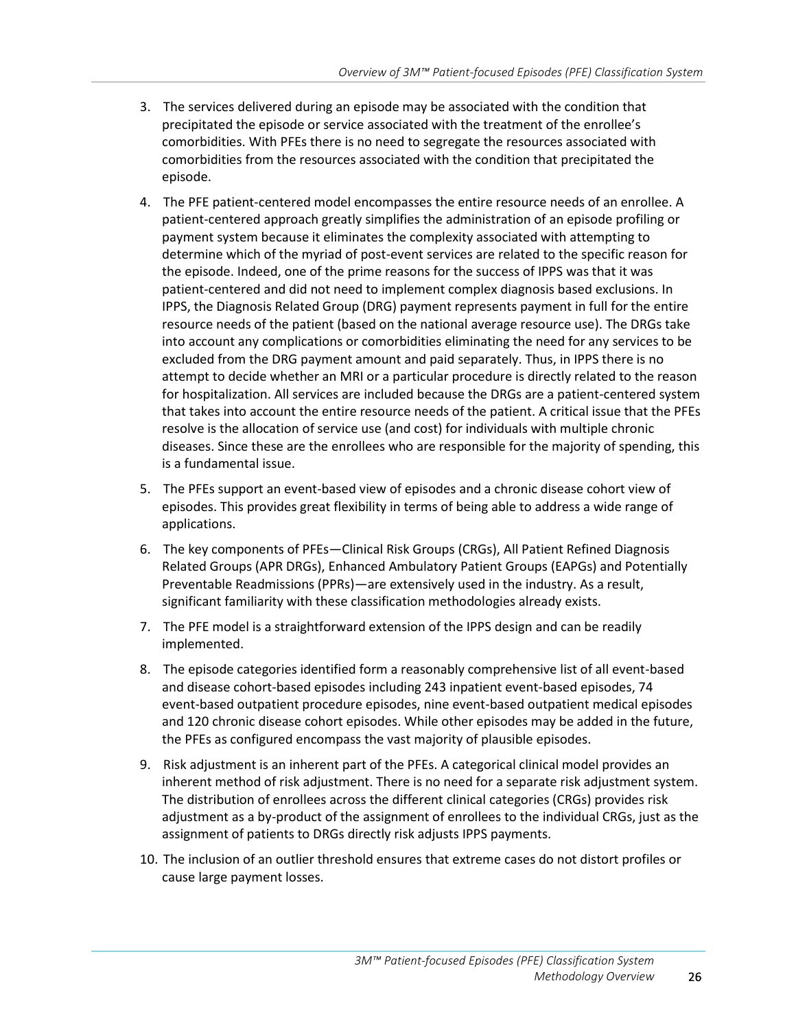3. The services delivered during an episode may be associated with the condition that precipitated the episode or service associated with the treatment of the enrollee's comorbidities. With PFEs there is no need to segregate the resources associated with comorbidities from the resources associated with the condition that precipitated the episode.
4. The PFE patient-centered model encompasses the entire resource needs of an enrollee. A patient-centered approach greatly simplifies the administration of an episode profiling or payment system because it eliminates the complexity associated with attempting to determine which of the myriad of post-event services are related to the specific reason for the episode. Indeed, one of the prime reasons for the success of IPPS was that it was patient-centered and did not need to implement complex diagnosis based exclusions. In IPPS, the Diagnosis Related Group (DRG) payment represents payment in full for the entire resource needs of the patient (based on the national average resource use). The DRGs take into account any complications or comorbidities eliminating the need for any services to be excluded from the DRG payment amount and paid separately. Thus, in IPPS there is no attempt to decide whether an MRI or a particular procedure is directly related to the reason for hospitalization. All services are included because the DRGs are a patient-centered system that takes into account the entire resource needs of the patient. A critical issue that the PFEs resolve is the allocation of service use (and cost) for individuals with multiple chronic diseases. Since these are the enrollees who are responsible for the majority of spending, this is a fundamental issue.
5. The PFEs support an event-based view of episodes and a chronic disease cohort view of episodes. This provides great flexibility in terms of being able to address a wide range of applications.
6. The key components of PFEs—Clinical Risk Groups (CRGs), All Patient Refined Diagnosis Related Groups (APR DRGs), Enhanced Ambulatory Patient Groups (EAPGs) and Potentially Preventable Readmissions (PPRs)—are extensively used in the industry. As a result, significant familiarity with these classification methodologies already exists.
7. The PFE model is a straightforward extension of the IPPS design and can be readily implemented.
8. The episode categories identified form a reasonably comprehensive list of all event-based and disease cohort-based episodes including 243 inpatient event-based episodes, 74 event-based outpatient procedure episodes, nine event-based outpatient medical episodes and 120 chronic disease cohort episodes. While other episodes may be added in the future, the PFEs as configured encompass the vast majority of plausible episodes.
9. Risk adjustment is an inherent part of the PFEs. A categorical clinical model provides an inherent method of risk adjustment. There is no need for a separate risk adjustment system. The distribution of enrollees across the different clinical categories (CRGs) provides risk adjustment as a by-product of the assignment of enrollees to the individual CRGs, just as the assignment of patients to DRGs directly risk adjusts IPPS payments.
10. The inclusion of an outlier threshold ensures that extreme cases do not distort profiles or cause large payment losses.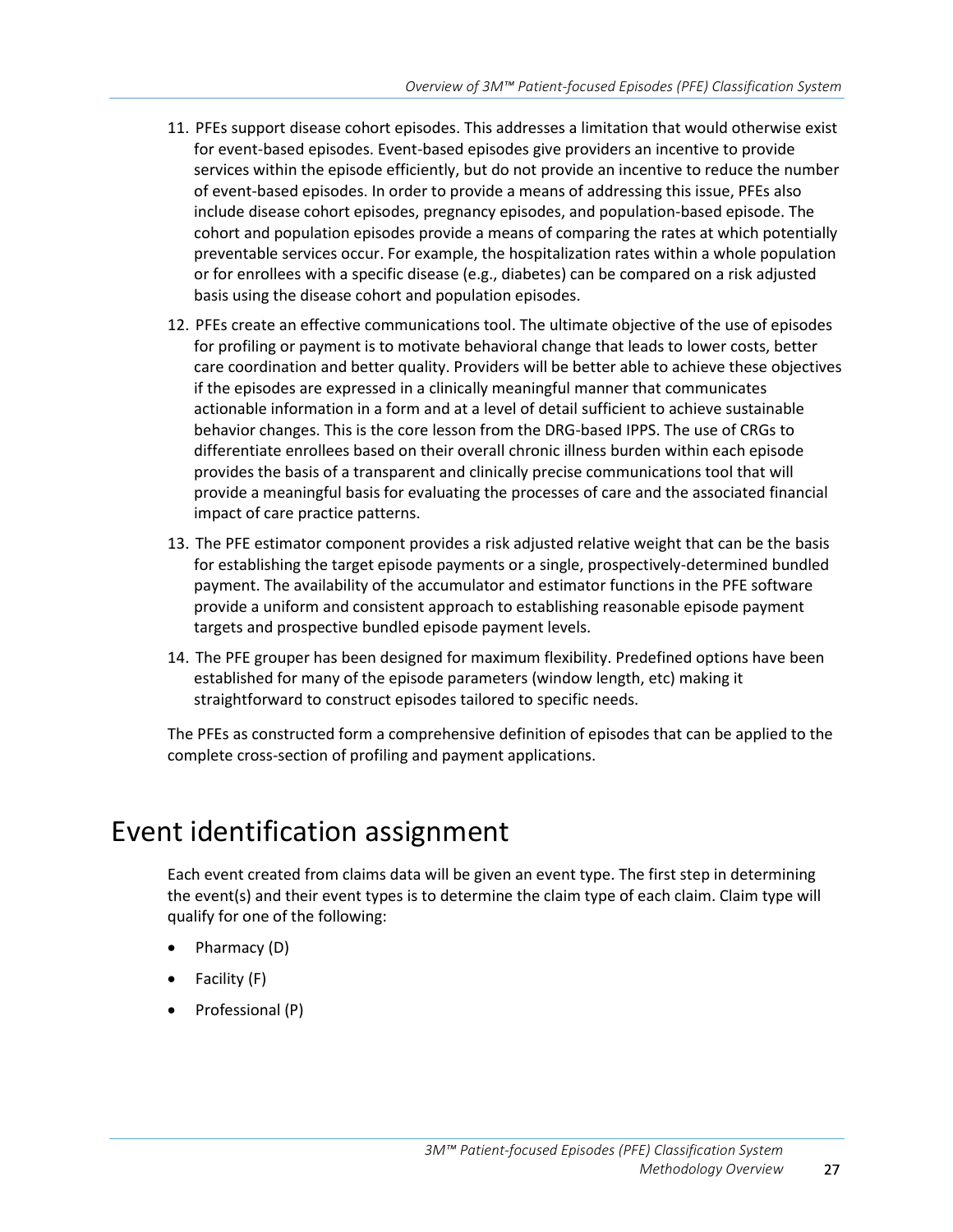11. PFEs support disease cohort episodes. This addresses a limitation that would otherwise exist for event-based episodes. Event-based episodes give providers an incentive to provide services within the episode efficiently, but do not provide an incentive to reduce the number of event-based episodes. In order to provide a means of addressing this issue, PFEs also include disease cohort episodes, pregnancy episodes, and population-based episode. The cohort and population episodes provide a means of comparing the rates at which potentially preventable services occur. For example, the hospitalization rates within a whole population or for enrollees with a specific disease (e.g., diabetes) can be compared on a risk adjusted basis using the disease cohort and population episodes.
12. PFEs create an effective communications tool. The ultimate objective of the use of episodes for profiling or payment is to motivate behavioral change that leads to lower costs, better care coordination and better quality. Providers will be better able to achieve these objectives if the episodes are expressed in a clinically meaningful manner that communicates actionable information in a form and at a level of detail sufficient to achieve sustainable behavior changes. This is the core lesson from the DRG-based IPPS. The use of CRGs to differentiate enrollees based on their overall chronic illness burden within each episode provides the basis of a transparent and clinically precise communications tool that will provide a meaningful basis for evaluating the processes of care and the associated financial impact of care practice patterns.
13. The PFE estimator component provides a risk adjusted relative weight that can be the basis for establishing the target episode payments or a single, prospectively-determined bundled payment. The availability of the accumulator and estimator functions in the PFE software provide a uniform and consistent approach to establishing reasonable episode payment targets and prospective bundled episode payment levels.
14. The PFE grouper has been designed for maximum flexibility. Predefined options have been established for many of the episode parameters (window length, etc) making it straightforward to construct episodes tailored to specific needs.

The PFEs as constructed form a comprehensive definition of episodes that can be applied to the complete cross-section of profiling and payment applications.

# Event identification assignment

Each event created from claims data will be given an event type. The first step in determining the event(s) and their event types is to determine the claim type of each claim. Claim type will qualify for one of the following:

- Pharmacy (D)
- Facility (F)
- Professional (P)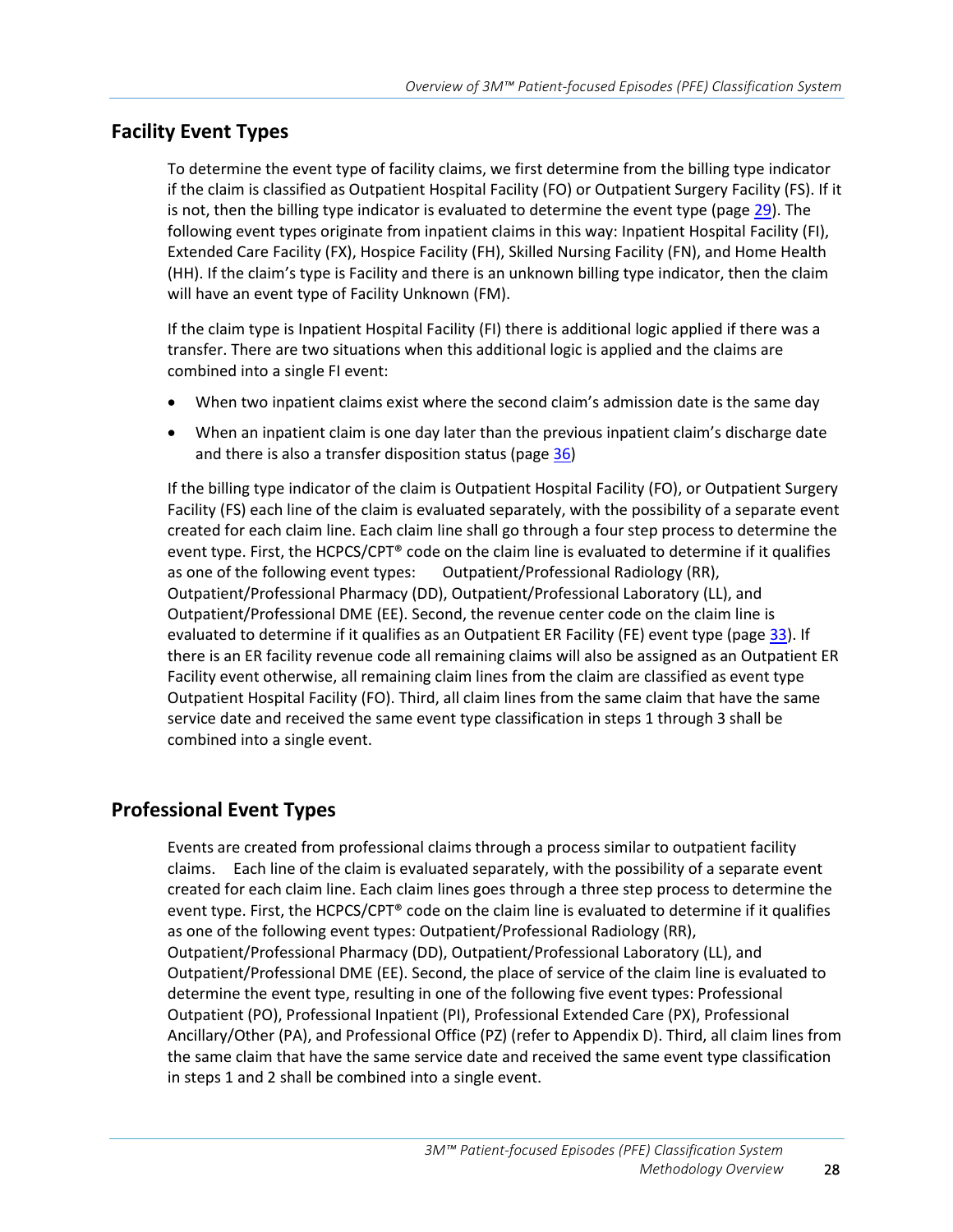## Facility Event Types

To determine the event type of facility claims, we first determine from the billing type indicator if the claim is classified as Outpatient Hospital Facility (FO) or Outpatient Surgery Facility (FS). If it is not, then the billing type indicator is evaluated to determine the event type (page 29). The following event types originate from inpatient claims in this way: Inpatient Hospital Facility (FI), Extended Care Facility (FX), Hospice Facility (FH), Skilled Nursing Facility (FN), and Home Health (HH). If the claim's type is Facility and there is an unknown billing type indicator, then the claim will have an event type of Facility Unknown (FM).

If the claim type is Inpatient Hospital Facility (FI) there is additional logic applied if there was a transfer. There are two situations when this additional logic is applied and the claims are combined into a single FI event:

- When two inpatient claims exist where the second claim's admission date is the same day
- When an inpatient claim is one day later than the previous inpatient claim's discharge date and there is also a transfer disposition status (page 36)

If the billing type indicator of the claim is Outpatient Hospital Facility (FO), or Outpatient Surgery Facility (FS) each line of the claim is evaluated separately, with the possibility of a separate event created for each claim line. Each claim line shall go through a four step process to determine the event type. First, the HCPCS/CPT® code on the claim line is evaluated to determine if it qualifies as one of the following event types: Outpatient/Professional Radiology (RR), Outpatient/Professional Pharmacy (DD), Outpatient/Professional Laboratory (LL), and Outpatient/Professional DME (EE). Second, the revenue center code on the claim line is evaluated to determine if it qualifies as an Outpatient ER Facility (FE) event type (page 33). If there is an ER facility revenue code all remaining claims will also be assigned as an Outpatient ER Facility event otherwise, all remaining claim lines from the claim are classified as event type Outpatient Hospital Facility (FO). Third, all claim lines from the same claim that have the same service date and received the same event type classification in steps 1 through 3 shall be combined into a single event.

## Professional Event Types

Events are created from professional claims through a process similar to outpatient facility claims. Each line of the claim is evaluated separately, with the possibility of a separate event created for each claim line. Each claim lines goes through a three step process to determine the event type. First, the HCPCS/CPT® code on the claim line is evaluated to determine if it qualifies as one of the following event types: Outpatient/Professional Radiology (RR), Outpatient/Professional Pharmacy (DD), Outpatient/Professional Laboratory (LL), and Outpatient/Professional DME (EE). Second, the place of service of the claim line is evaluated to determine the event type, resulting in one of the following five event types: Professional Outpatient (PO), Professional Inpatient (PI), Professional Extended Care (PX), Professional Ancillary/Other (PA), and Professional Office (PZ) (refer to Appendix D). Third, all claim lines from the same claim that have the same service date and received the same event type classification in steps 1 and 2 shall be combined into a single event.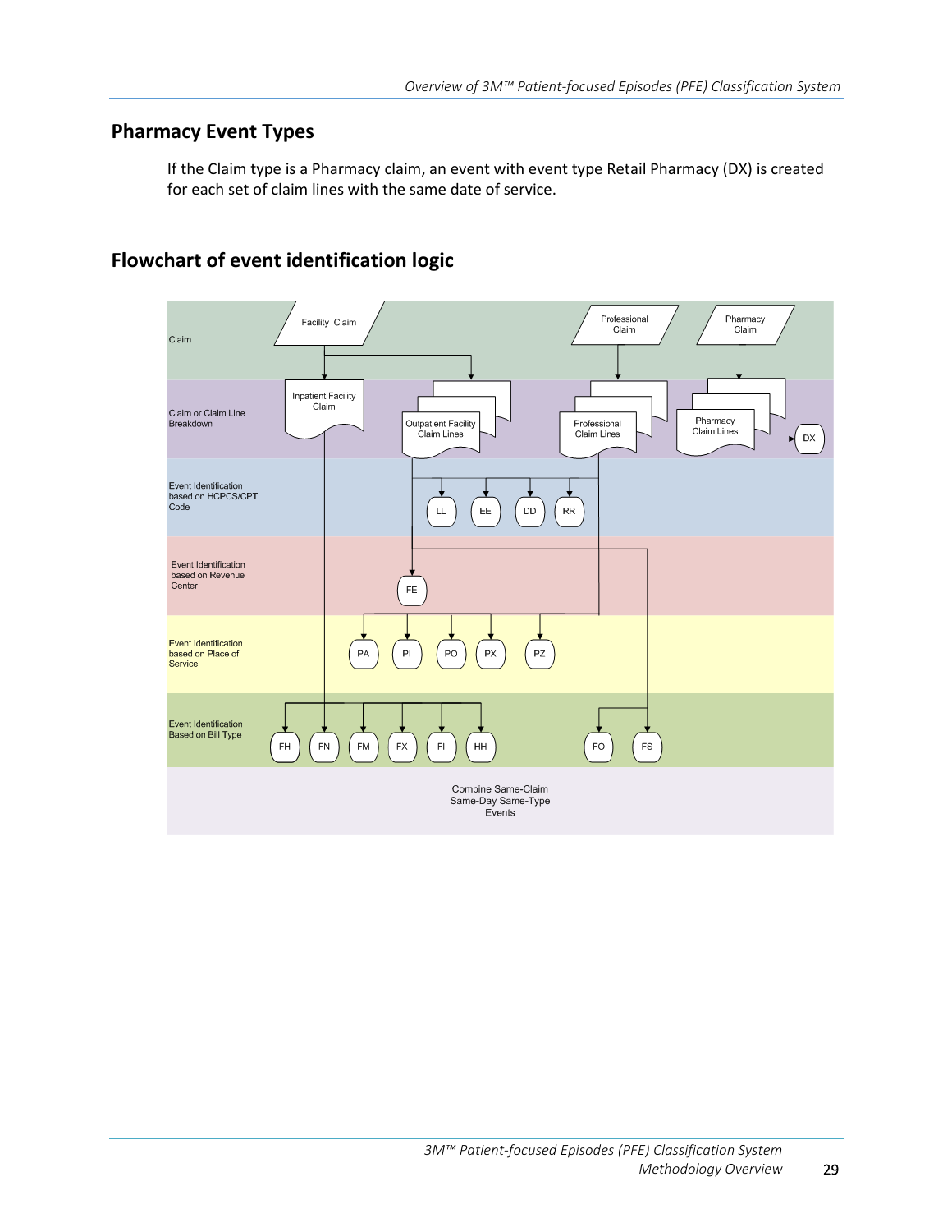## Pharmacy Event Types

If the Claim type is a Pharmacy claim, an event with event type Retail Pharmacy (DX) is created for each set of claim lines with the same date of service.

## Flowchart of event identification logic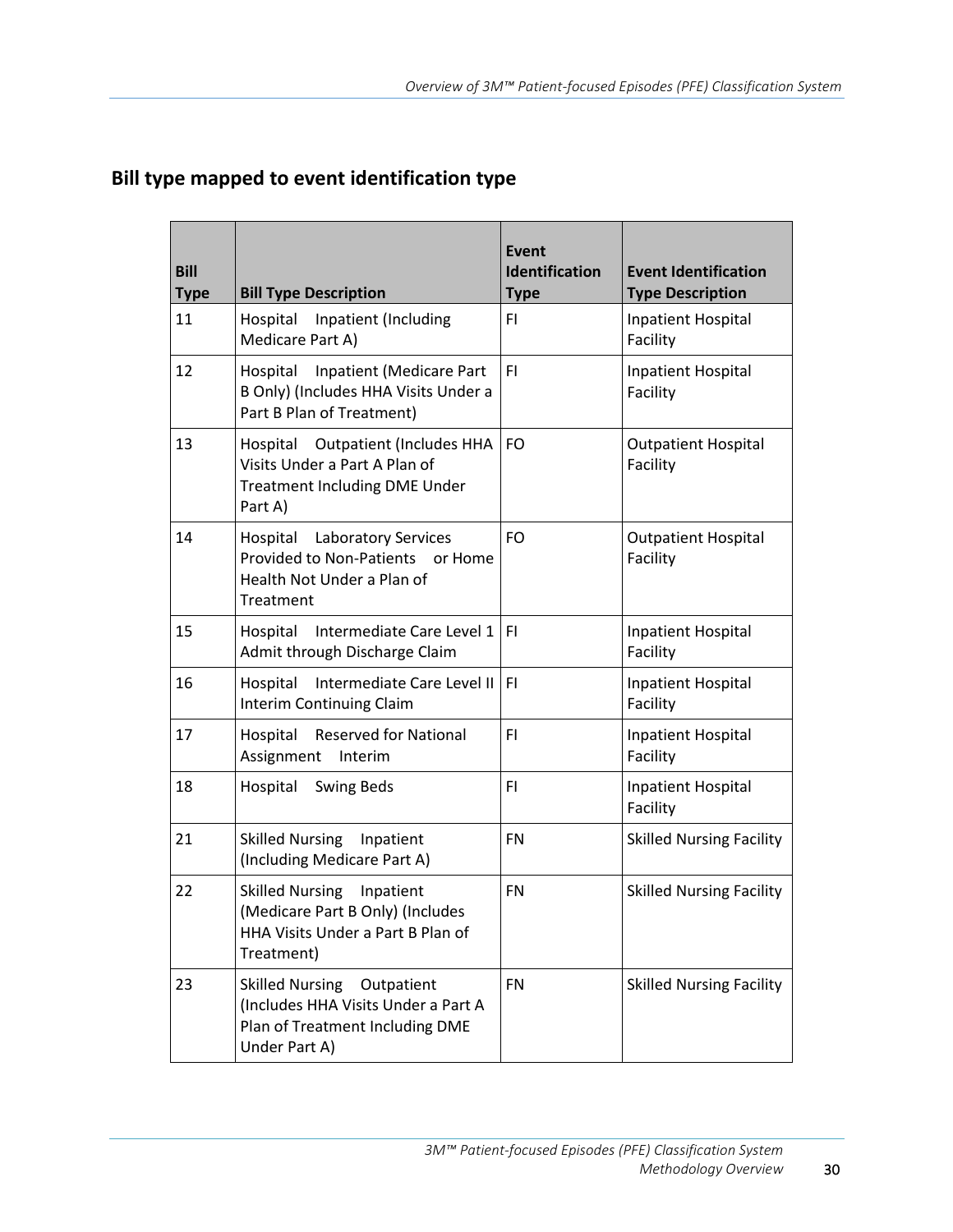## Bill type mapped to event identification type

| Bill Type | Bill Type Description | Event Identification Type | Event Identification Type Description |
|---|---|---|---|
| 11 | Hospital Inpatient (Including Medicare Part A) | FI | Inpatient Hospital Facility |
| 12 | Hospital Inpatient (Medicare Part B Only) (Includes HHA Visits Under a Part B Plan of Treatment) | FI | Inpatient Hospital Facility |
| 13 | Hospital Outpatient (Includes HHA Visits Under a Part A Plan of Treatment Including DME Under Part A) | FO | Outpatient Hospital Facility |
| 14 | Hospital Laboratory Services Provided to Non-Patients or Home Health Not Under a Plan of Treatment | FO | Outpatient Hospital Facility |
| 15 | Hospital Intermediate Care Level 1 Admit through Discharge Claim | FI | Inpatient Hospital Facility |
| 16 | Hospital Intermediate Care Level II Interim Continuing Claim | FI | Inpatient Hospital Facility |
| 17 | Hospital Reserved for National Assignment Interim | FI | Inpatient Hospital Facility |
| 18 | Hospital Swing Beds | FI | Inpatient Hospital Facility |
| 21 | Skilled Nursing Inpatient (Including Medicare Part A) | FN | Skilled Nursing Facility |
| 22 | Skilled Nursing Inpatient (Medicare Part B Only) (Includes HHA Visits Under a Part B Plan of Treatment) | FN | Skilled Nursing Facility |
| 23 | Skilled Nursing Outpatient (Includes HHA Visits Under a Part A Plan of Treatment Including DME Under Part A) | FN | Skilled Nursing Facility |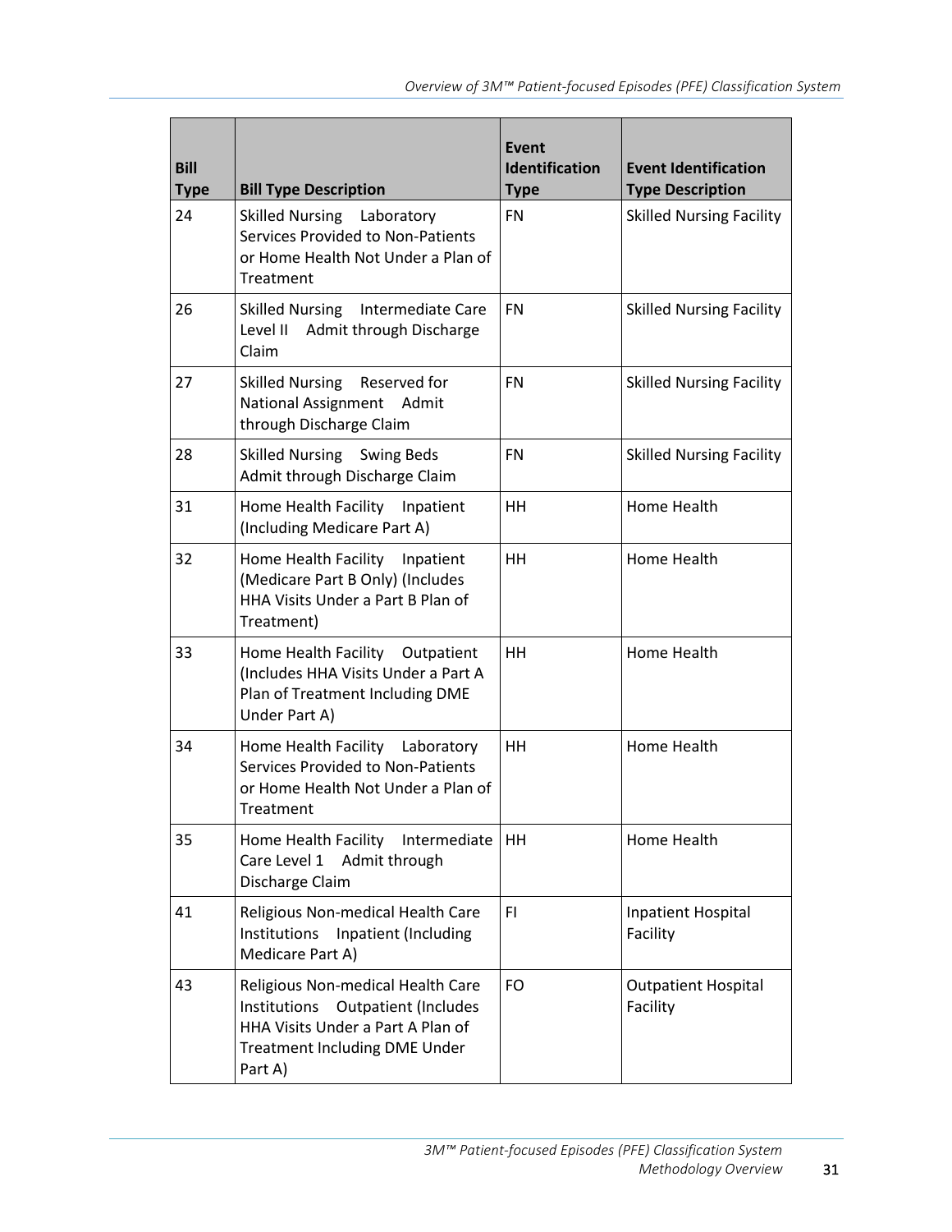| Bill Type | Bill Type Description | Event Identification Type | Event Identification Type Description |
|---|---|---|---|
| 24 | Skilled Nursing  Laboratory Services Provided to Non-Patients or Home Health Not Under a Plan of Treatment | FN | Skilled Nursing Facility |
| 26 | Skilled Nursing  Intermediate Care Level II  Admit through Discharge Claim | FN | Skilled Nursing Facility |
| 27 | Skilled Nursing  Reserved for National Assignment  Admit through Discharge Claim | FN | Skilled Nursing Facility |
| 28 | Skilled Nursing  Swing Beds Admit through Discharge Claim | FN | Skilled Nursing Facility |
| 31 | Home Health Facility  Inpatient (Including Medicare Part A) | HH | Home Health |
| 32 | Home Health Facility  Inpatient (Medicare Part B Only) (Includes HHA Visits Under a Part B Plan of Treatment) | HH | Home Health |
| 33 | Home Health Facility  Outpatient (Includes HHA Visits Under a Part A Plan of Treatment Including DME Under Part A) | HH | Home Health |
| 34 | Home Health Facility  Laboratory Services Provided to Non-Patients or Home Health Not Under a Plan of Treatment | HH | Home Health |
| 35 | Home Health Facility  Intermediate Care Level 1  Admit through Discharge Claim | HH | Home Health |
| 41 | Religious Non-medical Health Care Institutions  Inpatient (Including Medicare Part A) | FI | Inpatient Hospital Facility |
| 43 | Religious Non-medical Health Care Institutions  Outpatient (Includes HHA Visits Under a Part A Plan of Treatment Including DME Under Part A) | FO | Outpatient Hospital Facility |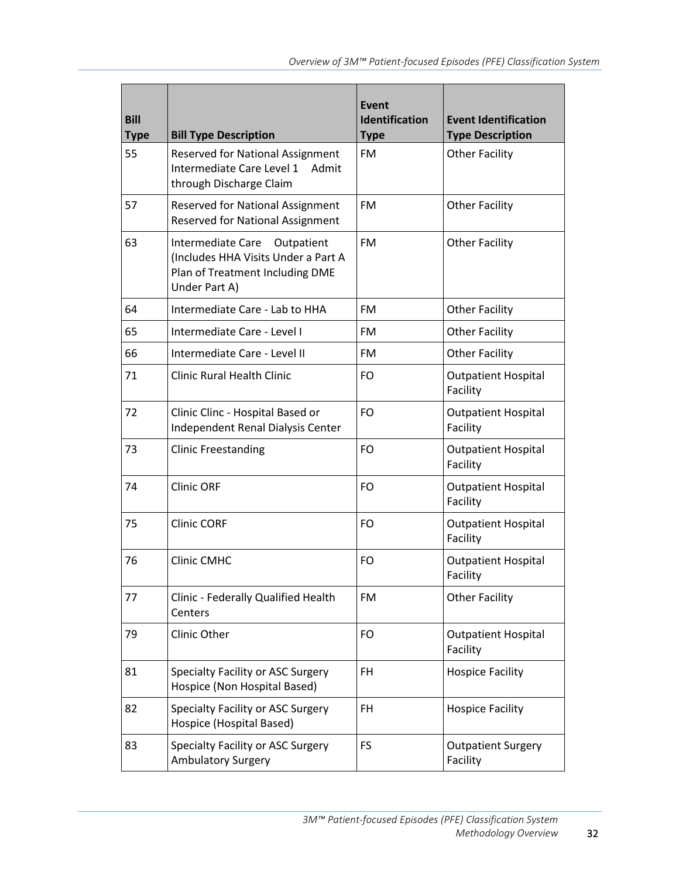| Bill Type | Bill Type Description | Event Identification Type | Event Identification Type Description |
|---|---|---|---|
| 55 | Reserved for National Assignment Intermediate Care Level 1 Admit through Discharge Claim | FM | Other Facility |
| 57 | Reserved for National Assignment Reserved for National Assignment | FM | Other Facility |
| 63 | Intermediate Care Outpatient (Includes HHA Visits Under a Part A Plan of Treatment Including DME Under Part A) | FM | Other Facility |
| 64 | Intermediate Care - Lab to HHA | FM | Other Facility |
| 65 | Intermediate Care - Level I | FM | Other Facility |
| 66 | Intermediate Care - Level II | FM | Other Facility |
| 71 | Clinic Rural Health Clinic | FO | Outpatient Hospital Facility |
| 72 | Clinic Clinc - Hospital Based or Independent Renal Dialysis Center | FO | Outpatient Hospital Facility |
| 73 | Clinic Freestanding | FO | Outpatient Hospital Facility |
| 74 | Clinic ORF | FO | Outpatient Hospital Facility |
| 75 | Clinic CORF | FO | Outpatient Hospital Facility |
| 76 | Clinic CMHC | FO | Outpatient Hospital Facility |
| 77 | Clinic - Federally Qualified Health Centers | FM | Other Facility |
| 79 | Clinic Other | FO | Outpatient Hospital Facility |
| 81 | Specialty Facility or ASC Surgery Hospice (Non Hospital Based) | FH | Hospice Facility |
| 82 | Specialty Facility or ASC Surgery Hospice (Hospital Based) | FH | Hospice Facility |
| 83 | Specialty Facility or ASC Surgery Ambulatory Surgery | FS | Outpatient Surgery Facility |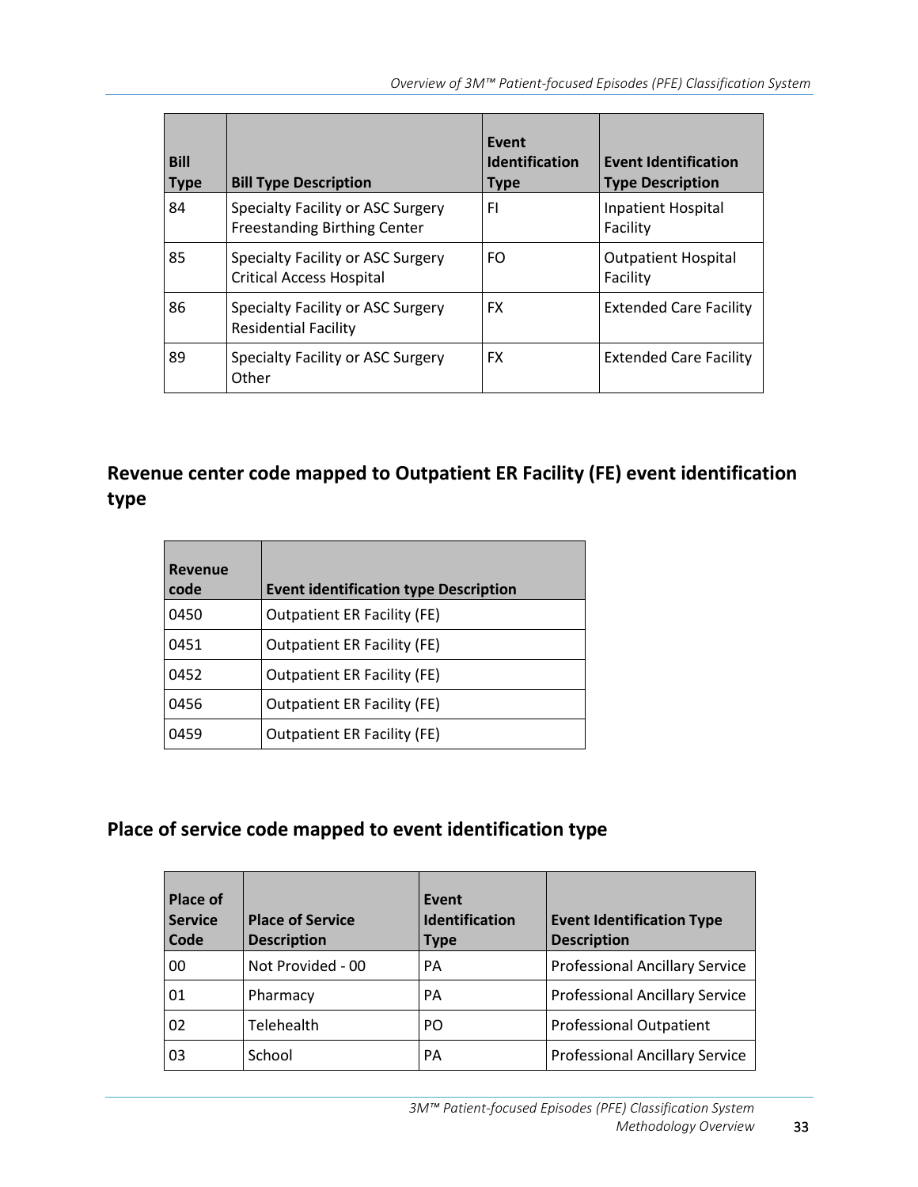| Bill Type | Bill Type Description | Event Identification Type | Event Identification Type Description |
|---|---|---|---|
| 84 | Specialty Facility or ASC Surgery Freestanding Birthing Center | FI | Inpatient Hospital Facility |
| 85 | Specialty Facility or ASC Surgery Critical Access Hospital | FO | Outpatient Hospital Facility |
| 86 | Specialty Facility or ASC Surgery Residential Facility | FX | Extended Care Facility |
| 89 | Specialty Facility or ASC Surgery Other | FX | Extended Care Facility |

## Revenue center code mapped to Outpatient ER Facility (FE) event identification type

| Revenue code | Event identification type Description |
|---|---|
| 0450 | Outpatient ER Facility (FE) |
| 0451 | Outpatient ER Facility (FE) |
| 0452 | Outpatient ER Facility (FE) |
| 0456 | Outpatient ER Facility (FE) |
| 0459 | Outpatient ER Facility (FE) |

## Place of service code mapped to event identification type

| Place of Service Code | Place of Service Description | Event Identification Type | Event Identification Type Description |
|---|---|---|---|
| 00 | Not Provided - 00 | PA | Professional Ancillary Service |
| 01 | Pharmacy | PA | Professional Ancillary Service |
| 02 | Telehealth | PO | Professional Outpatient |
| 03 | School | PA | Professional Ancillary Service |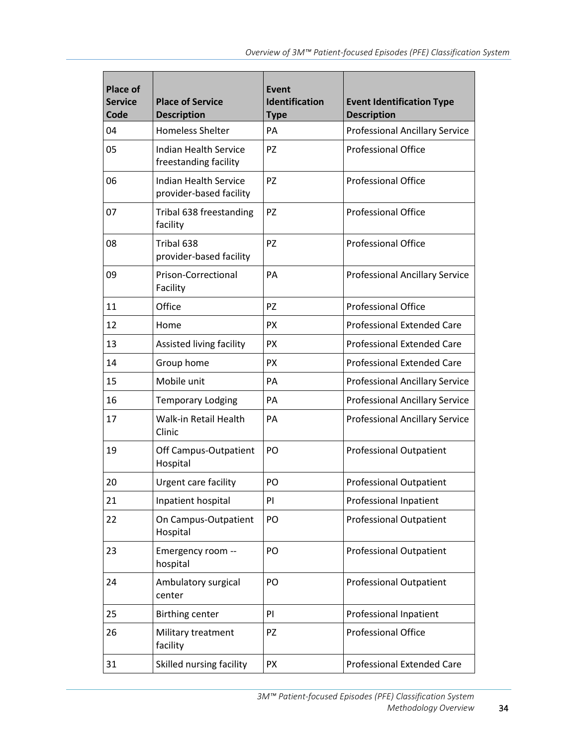| Place of Service Code | Place of Service Description | Event Identification Type | Event Identification Type Description |
|---|---|---|---|
| 04 | Homeless Shelter | PA | Professional Ancillary Service |
| 05 | Indian Health Service freestanding facility | PZ | Professional Office |
| 06 | Indian Health Service provider-based facility | PZ | Professional Office |
| 07 | Tribal 638 freestanding facility | PZ | Professional Office |
| 08 | Tribal 638 provider-based facility | PZ | Professional Office |
| 09 | Prison-Correctional Facility | PA | Professional Ancillary Service |
| 11 | Office | PZ | Professional Office |
| 12 | Home | PX | Professional Extended Care |
| 13 | Assisted living facility | PX | Professional Extended Care |
| 14 | Group home | PX | Professional Extended Care |
| 15 | Mobile unit | PA | Professional Ancillary Service |
| 16 | Temporary Lodging | PA | Professional Ancillary Service |
| 17 | Walk-in Retail Health Clinic | PA | Professional Ancillary Service |
| 19 | Off Campus-Outpatient Hospital | PO | Professional Outpatient |
| 20 | Urgent care facility | PO | Professional Outpatient |
| 21 | Inpatient hospital | PI | Professional Inpatient |
| 22 | On Campus-Outpatient Hospital | PO | Professional Outpatient |
| 23 | Emergency room -- hospital | PO | Professional Outpatient |
| 24 | Ambulatory surgical center | PO | Professional Outpatient |
| 25 | Birthing center | PI | Professional Inpatient |
| 26 | Military treatment facility | PZ | Professional Office |
| 31 | Skilled nursing facility | PX | Professional Extended Care |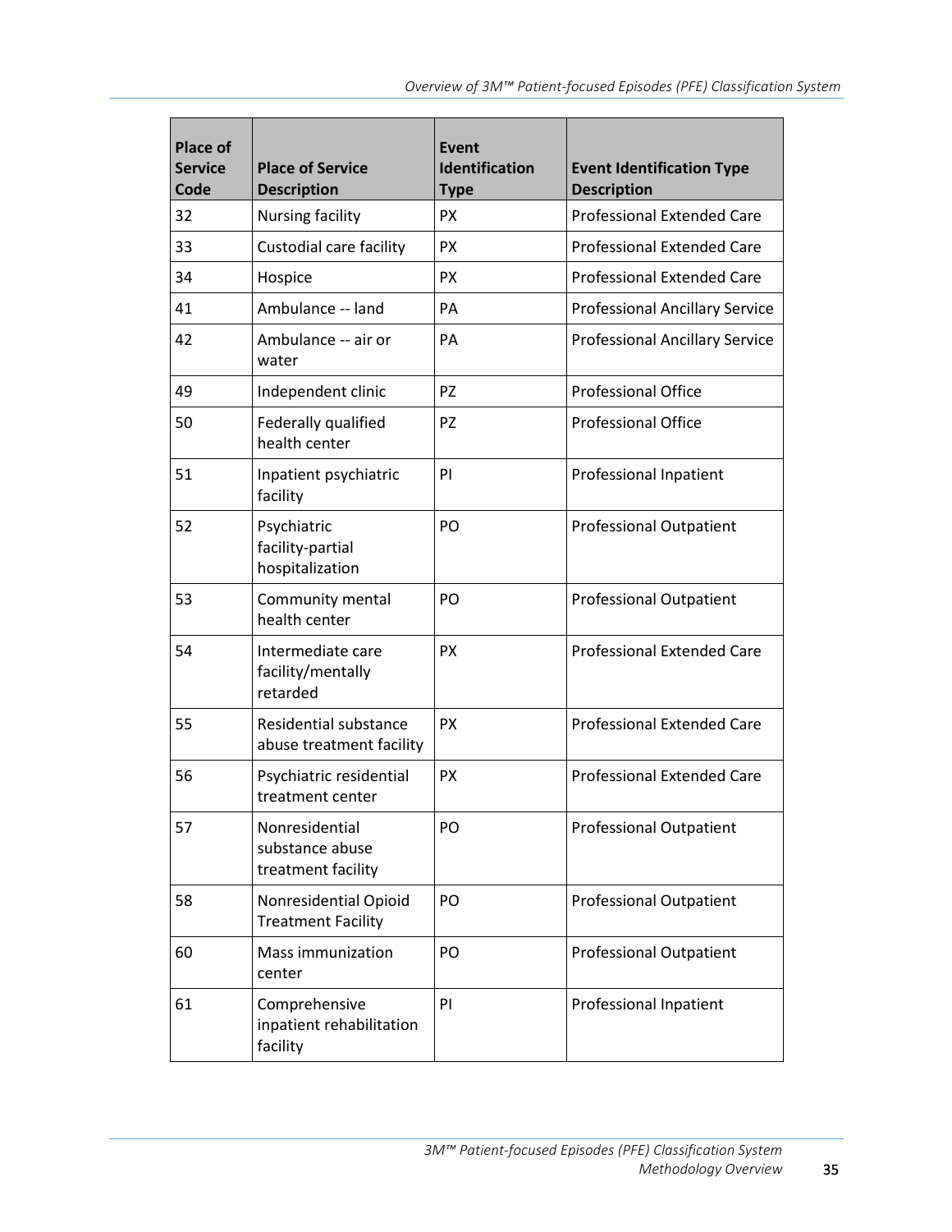| Place of Service Code | Place of Service Description | Event Identification Type | Event Identification Type Description |
|---|---|---|---|
| 32 | Nursing facility | PX | Professional Extended Care |
| 33 | Custodial care facility | PX | Professional Extended Care |
| 34 | Hospice | PX | Professional Extended Care |
| 41 | Ambulance -- land | PA | Professional Ancillary Service |
| 42 | Ambulance -- air or water | PA | Professional Ancillary Service |
| 49 | Independent clinic | PZ | Professional Office |
| 50 | Federally qualified health center | PZ | Professional Office |
| 51 | Inpatient psychiatric facility | PI | Professional Inpatient |
| 52 | Psychiatric facility-partial hospitalization | PO | Professional Outpatient |
| 53 | Community mental health center | PO | Professional Outpatient |
| 54 | Intermediate care facility/mentally retarded | PX | Professional Extended Care |
| 55 | Residential substance abuse treatment facility | PX | Professional Extended Care |
| 56 | Psychiatric residential treatment center | PX | Professional Extended Care |
| 57 | Nonresidential substance abuse treatment facility | PO | Professional Outpatient |
| 58 | Nonresidential Opioid Treatment Facility | PO | Professional Outpatient |
| 60 | Mass immunization center | PO | Professional Outpatient |
| 61 | Comprehensive inpatient rehabilitation facility | PI | Professional Inpatient |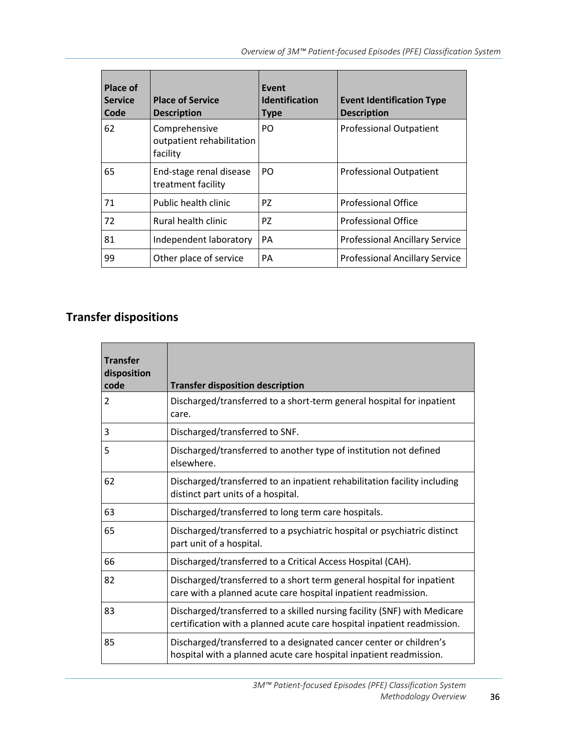| Place of Service Code | Place of Service Description | Event Identification Type | Event Identification Type Description |
|---|---|---|---|
| 62 | Comprehensive outpatient rehabilitation facility | PO | Professional Outpatient |
| 65 | End-stage renal disease treatment facility | PO | Professional Outpatient |
| 71 | Public health clinic | PZ | Professional Office |
| 72 | Rural health clinic | PZ | Professional Office |
| 81 | Independent laboratory | PA | Professional Ancillary Service |
| 99 | Other place of service | PA | Professional Ancillary Service |

## Transfer dispositions

| Transfer disposition code | Transfer disposition description |
|---|---|
| 2 | Discharged/transferred to a short-term general hospital for inpatient care. |
| 3 | Discharged/transferred to SNF. |
| 5 | Discharged/transferred to another type of institution not defined elsewhere. |
| 62 | Discharged/transferred to an inpatient rehabilitation facility including distinct part units of a hospital. |
| 63 | Discharged/transferred to long term care hospitals. |
| 65 | Discharged/transferred to a psychiatric hospital or psychiatric distinct part unit of a hospital. |
| 66 | Discharged/transferred to a Critical Access Hospital (CAH). |
| 82 | Discharged/transferred to a short term general hospital for inpatient care with a planned acute care hospital inpatient readmission. |
| 83 | Discharged/transferred to a skilled nursing facility (SNF) with Medicare certification with a planned acute care hospital inpatient readmission. |
| 85 | Discharged/transferred to a designated cancer center or children's hospital with a planned acute care hospital inpatient readmission. |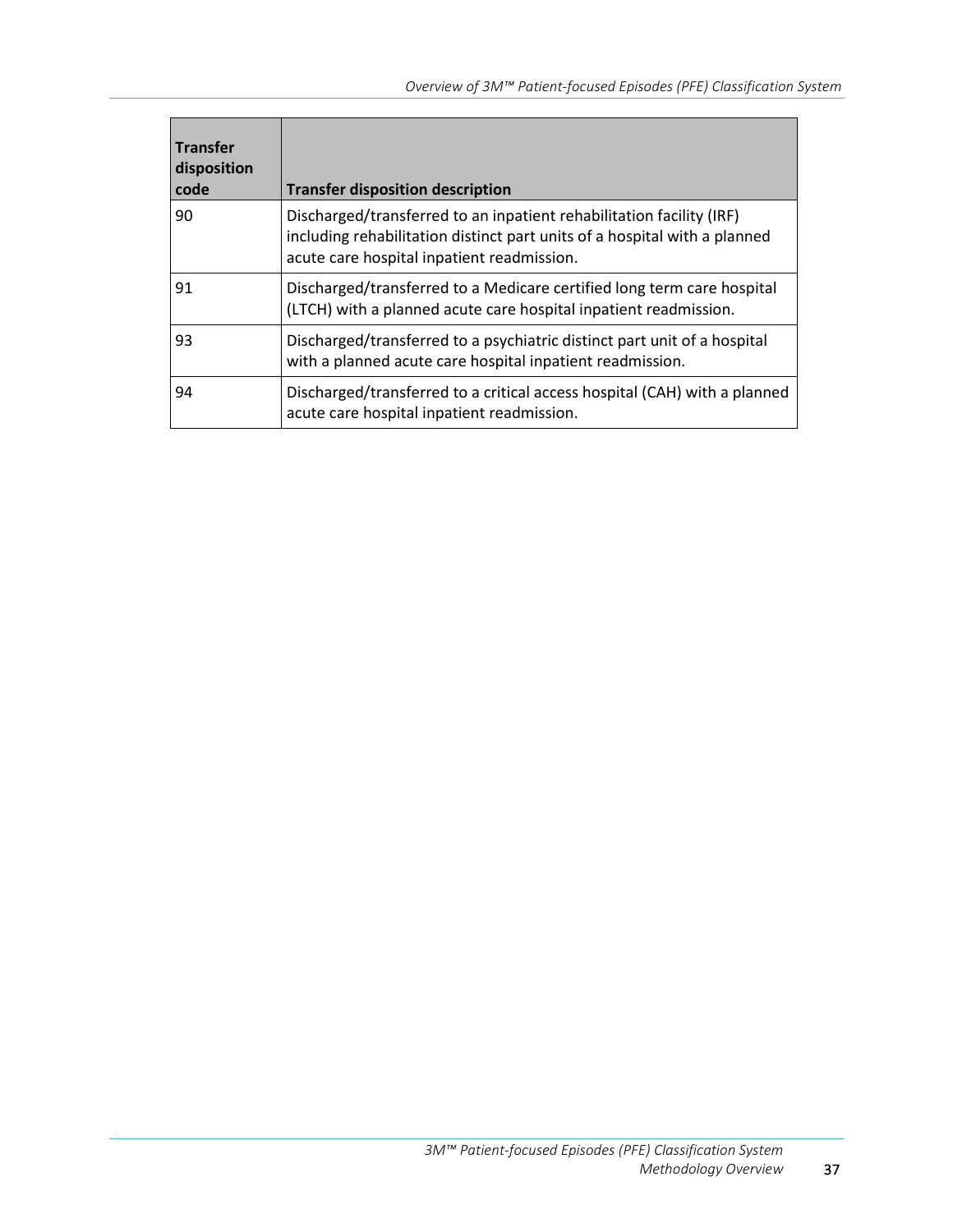| Transfer disposition code | Transfer disposition description |
|---|---|
| 90 | Discharged/transferred to an inpatient rehabilitation facility (IRF) including rehabilitation distinct part units of a hospital with a planned acute care hospital inpatient readmission. |
| 91 | Discharged/transferred to a Medicare certified long term care hospital (LTCH) with a planned acute care hospital inpatient readmission. |
| 93 | Discharged/transferred to a psychiatric distinct part unit of a hospital with a planned acute care hospital inpatient readmission. |
| 94 | Discharged/transferred to a critical access hospital (CAH) with a planned acute care hospital inpatient readmission. |